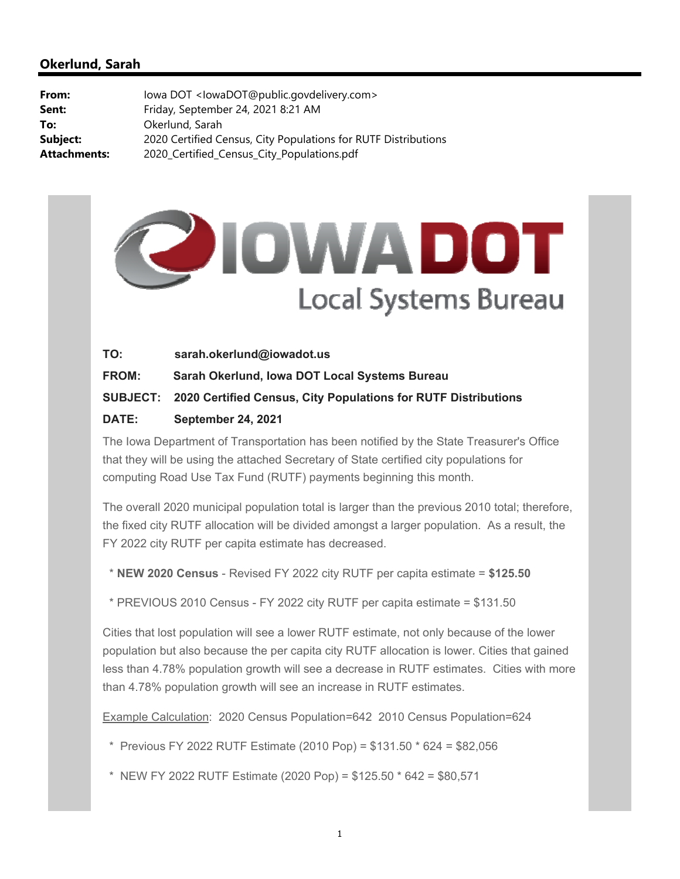## Okerlund, Sarah

| | |
|---|---|
| **From:** | Iowa DOT <IowaDOT@public.govdelivery.com> |
| **Sent:** | Friday, September 24, 2021 8:21 AM |
| **To:** | Okerlund, Sarah |
| **Subject:** | 2020 Certified Census, City Populations for RUTF Distributions |
| **Attachments:** | 2020_Certified_Census_City_Populations.pdf |

IOWA DOT
Local Systems Bureau

**TO:** sarah.okerlund@iowadot.us

**FROM:** Sarah Okerlund, Iowa DOT Local Systems Bureau

**SUBJECT:** 2020 Certified Census, City Populations for RUTF Distributions

**DATE:** September 24, 2021

The Iowa Department of Transportation has been notified by the State Treasurer's Office that they will be using the attached Secretary of State certified city populations for computing Road Use Tax Fund (RUTF) payments beginning this month.

The overall 2020 municipal population total is larger than the previous 2010 total; therefore, the fixed city RUTF allocation will be divided amongst a larger population. As a result, the FY 2022 city RUTF per capita estimate has decreased.

* **NEW 2020 Census** - Revised FY 2022 city RUTF per capita estimate = **$125.50**
* PREVIOUS 2010 Census - FY 2022 city RUTF per capita estimate = $131.50

Cities that lost population will see a lower RUTF estimate, not only because of the lower population but also because the per capita city RUTF allocation is lower. Cities that gained less than 4.78% population growth will see a decrease in RUTF estimates. Cities with more than 4.78% population growth will see an increase in RUTF estimates.

Example Calculation: 2020 Census Population=642 2010 Census Population=624

* Previous FY 2022 RUTF Estimate (2010 Pop) = $131.50 * 624 = $82,056
* NEW FY 2022 RUTF Estimate (2020 Pop) = $125.50 * 642 = $80,571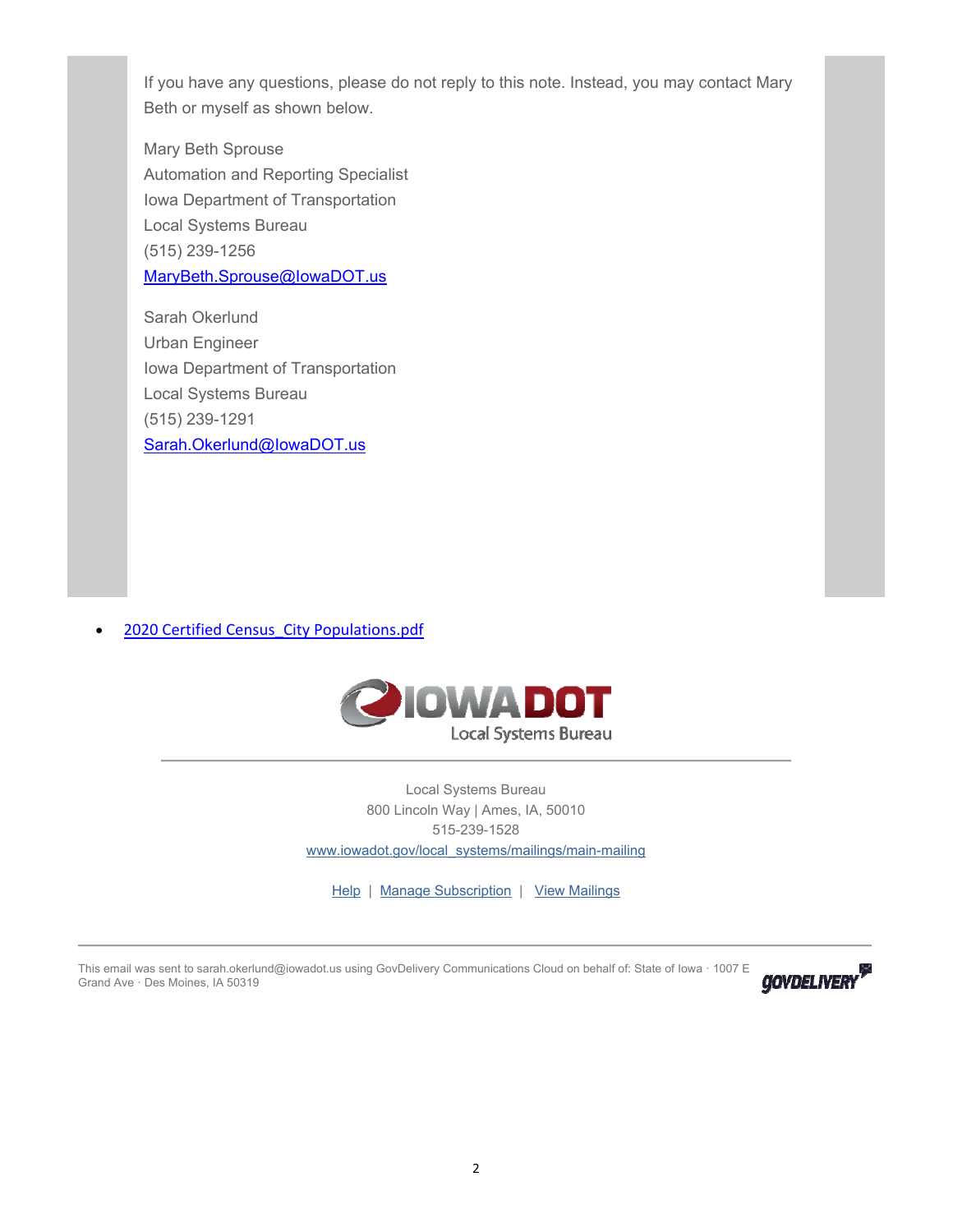If you have any questions, please do not reply to this note. Instead, you may contact Mary Beth or myself as shown below.

Mary Beth Sprouse
Automation and Reporting Specialist
Iowa Department of Transportation
Local Systems Bureau
(515) 239-1256
MaryBeth.Sprouse@IowaDOT.us

Sarah Okerlund
Urban Engineer
Iowa Department of Transportation
Local Systems Bureau
(515) 239-1291
Sarah.Okerlund@IowaDOT.us

- 2020 Certified Census_City Populations.pdf

IOWA DOT
Local Systems Bureau

Local Systems Bureau
800 Lincoln Way | Ames, IA, 50010
515-239-1528
www.iowadot.gov/local_systems/mailings/main-mailing

Help | Manage Subscription | View Mailings

This email was sent to sarah.okerlund@iowadot.us using GovDelivery Communications Cloud on behalf of: State of Iowa · 1007 E Grand Ave · Des Moines, IA 50319

GOVDELIVERY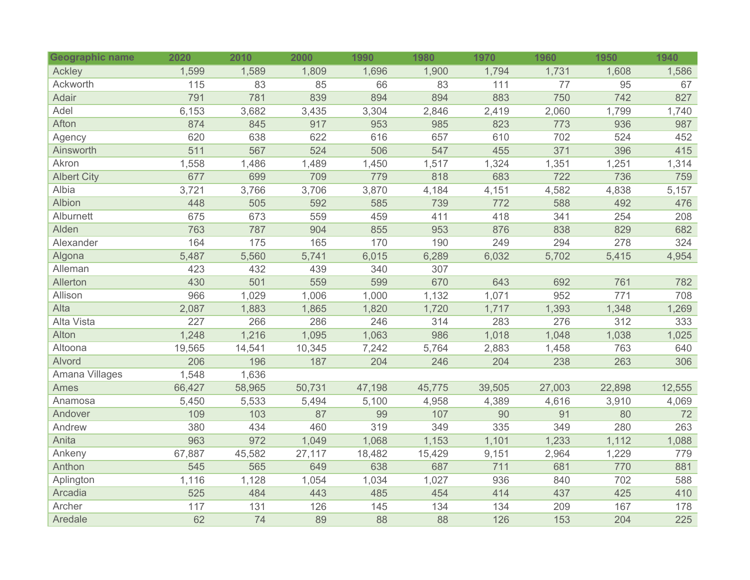| Geographic name | 2020 | 2010 | 2000 | 1990 | 1980 | 1970 | 1960 | 1950 | 1940 |
|---|---|---|---|---|---|---|---|---|---|
| Ackley | 1,599 | 1,589 | 1,809 | 1,696 | 1,900 | 1,794 | 1,731 | 1,608 | 1,586 |
| Ackworth | 115 | 83 | 85 | 66 | 83 | 111 | 77 | 95 | 67 |
| Adair | 791 | 781 | 839 | 894 | 894 | 883 | 750 | 742 | 827 |
| Adel | 6,153 | 3,682 | 3,435 | 3,304 | 2,846 | 2,419 | 2,060 | 1,799 | 1,740 |
| Afton | 874 | 845 | 917 | 953 | 985 | 823 | 773 | 936 | 987 |
| Agency | 620 | 638 | 622 | 616 | 657 | 610 | 702 | 524 | 452 |
| Ainsworth | 511 | 567 | 524 | 506 | 547 | 455 | 371 | 396 | 415 |
| Akron | 1,558 | 1,486 | 1,489 | 1,450 | 1,517 | 1,324 | 1,351 | 1,251 | 1,314 |
| Albert City | 677 | 699 | 709 | 779 | 818 | 683 | 722 | 736 | 759 |
| Albia | 3,721 | 3,766 | 3,706 | 3,870 | 4,184 | 4,151 | 4,582 | 4,838 | 5,157 |
| Albion | 448 | 505 | 592 | 585 | 739 | 772 | 588 | 492 | 476 |
| Alburnett | 675 | 673 | 559 | 459 | 411 | 418 | 341 | 254 | 208 |
| Alden | 763 | 787 | 904 | 855 | 953 | 876 | 838 | 829 | 682 |
| Alexander | 164 | 175 | 165 | 170 | 190 | 249 | 294 | 278 | 324 |
| Algona | 5,487 | 5,560 | 5,741 | 6,015 | 6,289 | 6,032 | 5,702 | 5,415 | 4,954 |
| Alleman | 423 | 432 | 439 | 340 | 307 | | | | |
| Allerton | 430 | 501 | 559 | 599 | 670 | 643 | 692 | 761 | 782 |
| Allison | 966 | 1,029 | 1,006 | 1,000 | 1,132 | 1,071 | 952 | 771 | 708 |
| Alta | 2,087 | 1,883 | 1,865 | 1,820 | 1,720 | 1,717 | 1,393 | 1,348 | 1,269 |
| Alta Vista | 227 | 266 | 286 | 246 | 314 | 283 | 276 | 312 | 333 |
| Alton | 1,248 | 1,216 | 1,095 | 1,063 | 986 | 1,018 | 1,048 | 1,038 | 1,025 |
| Altoona | 19,565 | 14,541 | 10,345 | 7,242 | 5,764 | 2,883 | 1,458 | 763 | 640 |
| Alvord | 206 | 196 | 187 | 204 | 246 | 204 | 238 | 263 | 306 |
| Amana Villages | 1,548 | 1,636 | | | | | | | |
| Ames | 66,427 | 58,965 | 50,731 | 47,198 | 45,775 | 39,505 | 27,003 | 22,898 | 12,555 |
| Anamosa | 5,450 | 5,533 | 5,494 | 5,100 | 4,958 | 4,389 | 4,616 | 3,910 | 4,069 |
| Andover | 109 | 103 | 87 | 99 | 107 | 90 | 91 | 80 | 72 |
| Andrew | 380 | 434 | 460 | 319 | 349 | 335 | 349 | 280 | 263 |
| Anita | 963 | 972 | 1,049 | 1,068 | 1,153 | 1,101 | 1,233 | 1,112 | 1,088 |
| Ankeny | 67,887 | 45,582 | 27,117 | 18,482 | 15,429 | 9,151 | 2,964 | 1,229 | 779 |
| Anthon | 545 | 565 | 649 | 638 | 687 | 711 | 681 | 770 | 881 |
| Aplington | 1,116 | 1,128 | 1,054 | 1,034 | 1,027 | 936 | 840 | 702 | 588 |
| Arcadia | 525 | 484 | 443 | 485 | 454 | 414 | 437 | 425 | 410 |
| Archer | 117 | 131 | 126 | 145 | 134 | 134 | 209 | 167 | 178 |
| Aredale | 62 | 74 | 89 | 88 | 88 | 126 | 153 | 204 | 225 |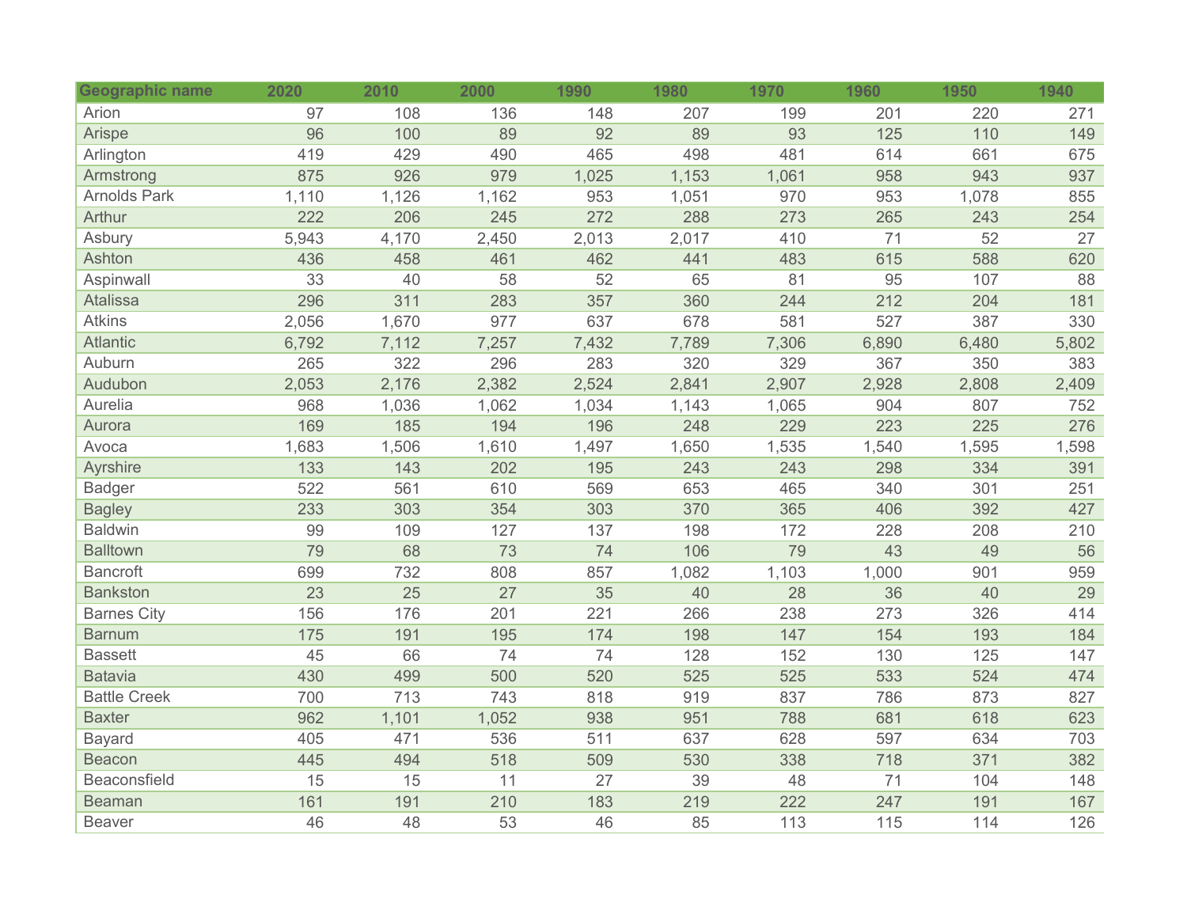| Geographic name | 2020 | 2010 | 2000 | 1990 | 1980 | 1970 | 1960 | 1950 | 1940 |
|---|---|---|---|---|---|---|---|---|---|
| Arion | 97 | 108 | 136 | 148 | 207 | 199 | 201 | 220 | 271 |
| Arispe | 96 | 100 | 89 | 92 | 89 | 93 | 125 | 110 | 149 |
| Arlington | 419 | 429 | 490 | 465 | 498 | 481 | 614 | 661 | 675 |
| Armstrong | 875 | 926 | 979 | 1,025 | 1,153 | 1,061 | 958 | 943 | 937 |
| Arnolds Park | 1,110 | 1,126 | 1,162 | 953 | 1,051 | 970 | 953 | 1,078 | 855 |
| Arthur | 222 | 206 | 245 | 272 | 288 | 273 | 265 | 243 | 254 |
| Asbury | 5,943 | 4,170 | 2,450 | 2,013 | 2,017 | 410 | 71 | 52 | 27 |
| Ashton | 436 | 458 | 461 | 462 | 441 | 483 | 615 | 588 | 620 |
| Aspinwall | 33 | 40 | 58 | 52 | 65 | 81 | 95 | 107 | 88 |
| Atalissa | 296 | 311 | 283 | 357 | 360 | 244 | 212 | 204 | 181 |
| Atkins | 2,056 | 1,670 | 977 | 637 | 678 | 581 | 527 | 387 | 330 |
| Atlantic | 6,792 | 7,112 | 7,257 | 7,432 | 7,789 | 7,306 | 6,890 | 6,480 | 5,802 |
| Auburn | 265 | 322 | 296 | 283 | 320 | 329 | 367 | 350 | 383 |
| Audubon | 2,053 | 2,176 | 2,382 | 2,524 | 2,841 | 2,907 | 2,928 | 2,808 | 2,409 |
| Aurelia | 968 | 1,036 | 1,062 | 1,034 | 1,143 | 1,065 | 904 | 807 | 752 |
| Aurora | 169 | 185 | 194 | 196 | 248 | 229 | 223 | 225 | 276 |
| Avoca | 1,683 | 1,506 | 1,610 | 1,497 | 1,650 | 1,535 | 1,540 | 1,595 | 1,598 |
| Ayrshire | 133 | 143 | 202 | 195 | 243 | 243 | 298 | 334 | 391 |
| Badger | 522 | 561 | 610 | 569 | 653 | 465 | 340 | 301 | 251 |
| Bagley | 233 | 303 | 354 | 303 | 370 | 365 | 406 | 392 | 427 |
| Baldwin | 99 | 109 | 127 | 137 | 198 | 172 | 228 | 208 | 210 |
| Balltown | 79 | 68 | 73 | 74 | 106 | 79 | 43 | 49 | 56 |
| Bancroft | 699 | 732 | 808 | 857 | 1,082 | 1,103 | 1,000 | 901 | 959 |
| Bankston | 23 | 25 | 27 | 35 | 40 | 28 | 36 | 40 | 29 |
| Barnes City | 156 | 176 | 201 | 221 | 266 | 238 | 273 | 326 | 414 |
| Barnum | 175 | 191 | 195 | 174 | 198 | 147 | 154 | 193 | 184 |
| Bassett | 45 | 66 | 74 | 74 | 128 | 152 | 130 | 125 | 147 |
| Batavia | 430 | 499 | 500 | 520 | 525 | 525 | 533 | 524 | 474 |
| Battle Creek | 700 | 713 | 743 | 818 | 919 | 837 | 786 | 873 | 827 |
| Baxter | 962 | 1,101 | 1,052 | 938 | 951 | 788 | 681 | 618 | 623 |
| Bayard | 405 | 471 | 536 | 511 | 637 | 628 | 597 | 634 | 703 |
| Beacon | 445 | 494 | 518 | 509 | 530 | 338 | 718 | 371 | 382 |
| Beaconsfield | 15 | 15 | 11 | 27 | 39 | 48 | 71 | 104 | 148 |
| Beaman | 161 | 191 | 210 | 183 | 219 | 222 | 247 | 191 | 167 |
| Beaver | 46 | 48 | 53 | 46 | 85 | 113 | 115 | 114 | 126 |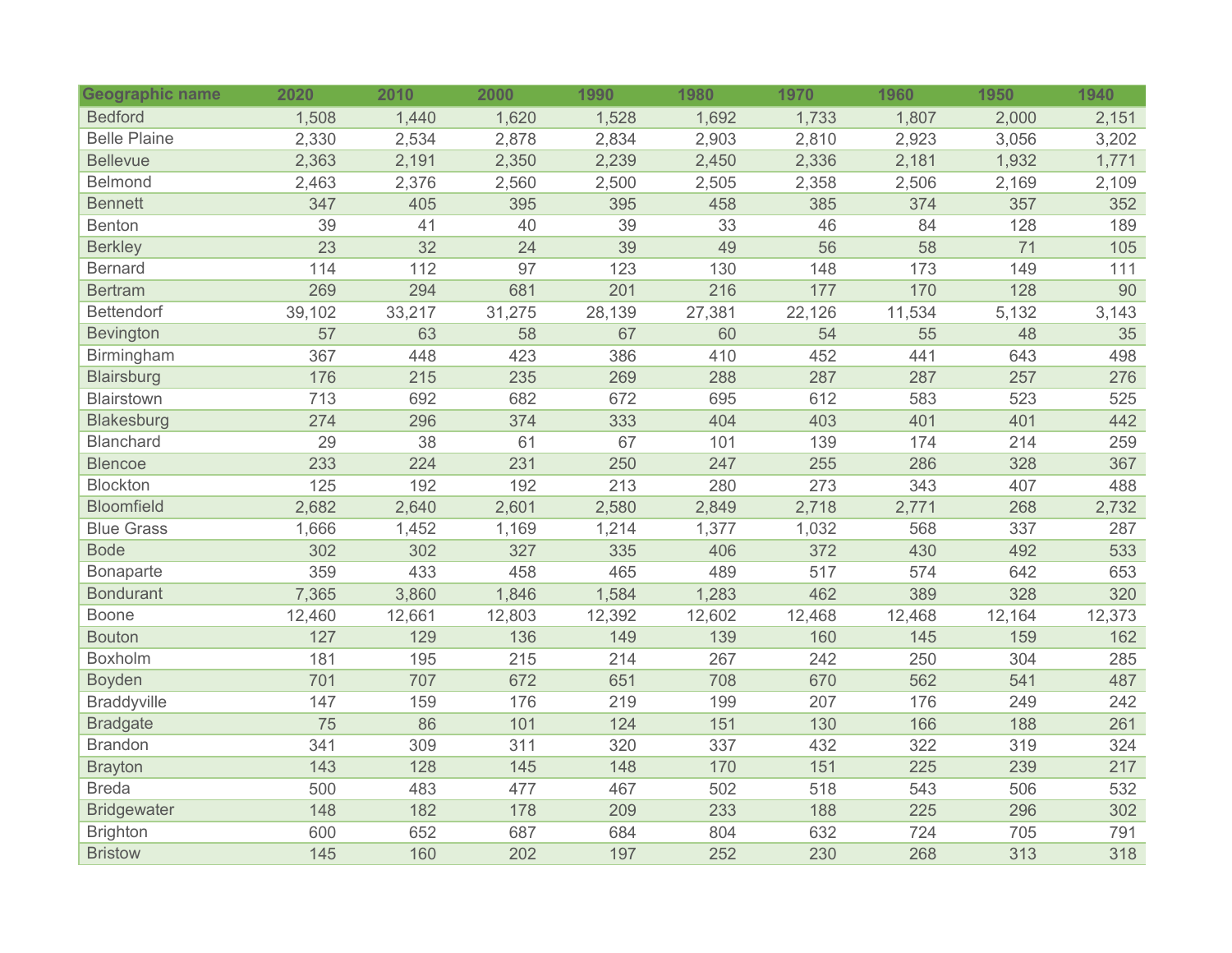| Geographic name | 2020 | 2010 | 2000 | 1990 | 1980 | 1970 | 1960 | 1950 | 1940 |
|---|---|---|---|---|---|---|---|---|---|
| Bedford | 1,508 | 1,440 | 1,620 | 1,528 | 1,692 | 1,733 | 1,807 | 2,000 | 2,151 |
| Belle Plaine | 2,330 | 2,534 | 2,878 | 2,834 | 2,903 | 2,810 | 2,923 | 3,056 | 3,202 |
| Bellevue | 2,363 | 2,191 | 2,350 | 2,239 | 2,450 | 2,336 | 2,181 | 1,932 | 1,771 |
| Belmond | 2,463 | 2,376 | 2,560 | 2,500 | 2,505 | 2,358 | 2,506 | 2,169 | 2,109 |
| Bennett | 347 | 405 | 395 | 395 | 458 | 385 | 374 | 357 | 352 |
| Benton | 39 | 41 | 40 | 39 | 33 | 46 | 84 | 128 | 189 |
| Berkley | 23 | 32 | 24 | 39 | 49 | 56 | 58 | 71 | 105 |
| Bernard | 114 | 112 | 97 | 123 | 130 | 148 | 173 | 149 | 111 |
| Bertram | 269 | 294 | 681 | 201 | 216 | 177 | 170 | 128 | 90 |
| Bettendorf | 39,102 | 33,217 | 31,275 | 28,139 | 27,381 | 22,126 | 11,534 | 5,132 | 3,143 |
| Bevington | 57 | 63 | 58 | 67 | 60 | 54 | 55 | 48 | 35 |
| Birmingham | 367 | 448 | 423 | 386 | 410 | 452 | 441 | 643 | 498 |
| Blairsburg | 176 | 215 | 235 | 269 | 288 | 287 | 287 | 257 | 276 |
| Blairstown | 713 | 692 | 682 | 672 | 695 | 612 | 583 | 523 | 525 |
| Blakesburg | 274 | 296 | 374 | 333 | 404 | 403 | 401 | 401 | 442 |
| Blanchard | 29 | 38 | 61 | 67 | 101 | 139 | 174 | 214 | 259 |
| Blencoe | 233 | 224 | 231 | 250 | 247 | 255 | 286 | 328 | 367 |
| Blockton | 125 | 192 | 192 | 213 | 280 | 273 | 343 | 407 | 488 |
| Bloomfield | 2,682 | 2,640 | 2,601 | 2,580 | 2,849 | 2,718 | 2,771 | 268 | 2,732 |
| Blue Grass | 1,666 | 1,452 | 1,169 | 1,214 | 1,377 | 1,032 | 568 | 337 | 287 |
| Bode | 302 | 302 | 327 | 335 | 406 | 372 | 430 | 492 | 533 |
| Bonaparte | 359 | 433 | 458 | 465 | 489 | 517 | 574 | 642 | 653 |
| Bondurant | 7,365 | 3,860 | 1,846 | 1,584 | 1,283 | 462 | 389 | 328 | 320 |
| Boone | 12,460 | 12,661 | 12,803 | 12,392 | 12,602 | 12,468 | 12,468 | 12,164 | 12,373 |
| Bouton | 127 | 129 | 136 | 149 | 139 | 160 | 145 | 159 | 162 |
| Boxholm | 181 | 195 | 215 | 214 | 267 | 242 | 250 | 304 | 285 |
| Boyden | 701 | 707 | 672 | 651 | 708 | 670 | 562 | 541 | 487 |
| Braddyville | 147 | 159 | 176 | 219 | 199 | 207 | 176 | 249 | 242 |
| Bradgate | 75 | 86 | 101 | 124 | 151 | 130 | 166 | 188 | 261 |
| Brandon | 341 | 309 | 311 | 320 | 337 | 432 | 322 | 319 | 324 |
| Brayton | 143 | 128 | 145 | 148 | 170 | 151 | 225 | 239 | 217 |
| Breda | 500 | 483 | 477 | 467 | 502 | 518 | 543 | 506 | 532 |
| Bridgewater | 148 | 182 | 178 | 209 | 233 | 188 | 225 | 296 | 302 |
| Brighton | 600 | 652 | 687 | 684 | 804 | 632 | 724 | 705 | 791 |
| Bristow | 145 | 160 | 202 | 197 | 252 | 230 | 268 | 313 | 318 |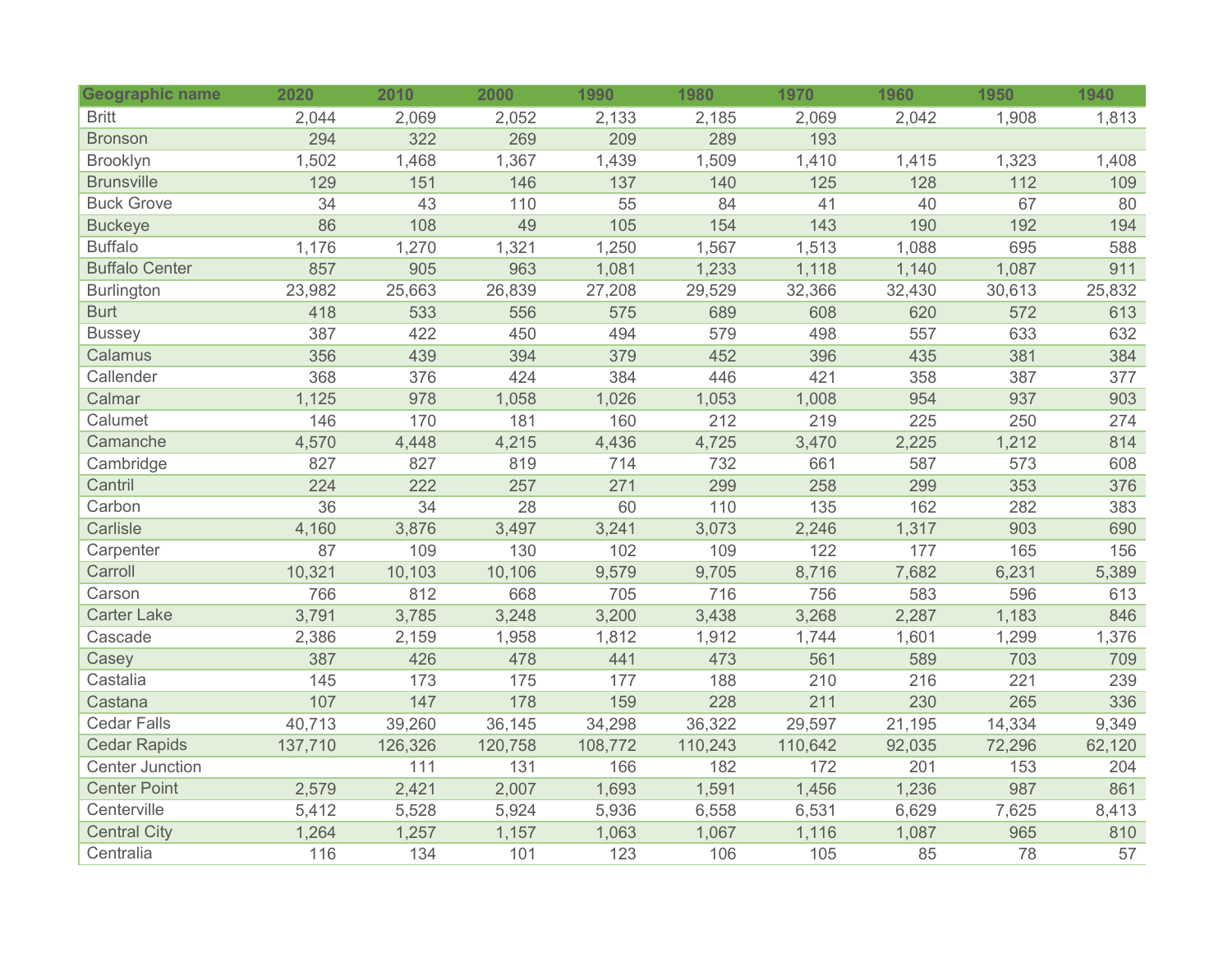| Geographic name | 2020 | 2010 | 2000 | 1990 | 1980 | 1970 | 1960 | 1950 | 1940 |
|---|---|---|---|---|---|---|---|---|---|
| Britt | 2,044 | 2,069 | 2,052 | 2,133 | 2,185 | 2,069 | 2,042 | 1,908 | 1,813 |
| Bronson | 294 | 322 | 269 | 209 | 289 | 193 | | | |
| Brooklyn | 1,502 | 1,468 | 1,367 | 1,439 | 1,509 | 1,410 | 1,415 | 1,323 | 1,408 |
| Brunsville | 129 | 151 | 146 | 137 | 140 | 125 | 128 | 112 | 109 |
| Buck Grove | 34 | 43 | 110 | 55 | 84 | 41 | 40 | 67 | 80 |
| Buckeye | 86 | 108 | 49 | 105 | 154 | 143 | 190 | 192 | 194 |
| Buffalo | 1,176 | 1,270 | 1,321 | 1,250 | 1,567 | 1,513 | 1,088 | 695 | 588 |
| Buffalo Center | 857 | 905 | 963 | 1,081 | 1,233 | 1,118 | 1,140 | 1,087 | 911 |
| Burlington | 23,982 | 25,663 | 26,839 | 27,208 | 29,529 | 32,366 | 32,430 | 30,613 | 25,832 |
| Burt | 418 | 533 | 556 | 575 | 689 | 608 | 620 | 572 | 613 |
| Bussey | 387 | 422 | 450 | 494 | 579 | 498 | 557 | 633 | 632 |
| Calamus | 356 | 439 | 394 | 379 | 452 | 396 | 435 | 381 | 384 |
| Callender | 368 | 376 | 424 | 384 | 446 | 421 | 358 | 387 | 377 |
| Calmar | 1,125 | 978 | 1,058 | 1,026 | 1,053 | 1,008 | 954 | 937 | 903 |
| Calumet | 146 | 170 | 181 | 160 | 212 | 219 | 225 | 250 | 274 |
| Camanche | 4,570 | 4,448 | 4,215 | 4,436 | 4,725 | 3,470 | 2,225 | 1,212 | 814 |
| Cambridge | 827 | 827 | 819 | 714 | 732 | 661 | 587 | 573 | 608 |
| Cantril | 224 | 222 | 257 | 271 | 299 | 258 | 299 | 353 | 376 |
| Carbon | 36 | 34 | 28 | 60 | 110 | 135 | 162 | 282 | 383 |
| Carlisle | 4,160 | 3,876 | 3,497 | 3,241 | 3,073 | 2,246 | 1,317 | 903 | 690 |
| Carpenter | 87 | 109 | 130 | 102 | 109 | 122 | 177 | 165 | 156 |
| Carroll | 10,321 | 10,103 | 10,106 | 9,579 | 9,705 | 8,716 | 7,682 | 6,231 | 5,389 |
| Carson | 766 | 812 | 668 | 705 | 716 | 756 | 583 | 596 | 613 |
| Carter Lake | 3,791 | 3,785 | 3,248 | 3,200 | 3,438 | 3,268 | 2,287 | 1,183 | 846 |
| Cascade | 2,386 | 2,159 | 1,958 | 1,812 | 1,912 | 1,744 | 1,601 | 1,299 | 1,376 |
| Casey | 387 | 426 | 478 | 441 | 473 | 561 | 589 | 703 | 709 |
| Castalia | 145 | 173 | 175 | 177 | 188 | 210 | 216 | 221 | 239 |
| Castana | 107 | 147 | 178 | 159 | 228 | 211 | 230 | 265 | 336 |
| Cedar Falls | 40,713 | 39,260 | 36,145 | 34,298 | 36,322 | 29,597 | 21,195 | 14,334 | 9,349 |
| Cedar Rapids | 137,710 | 126,326 | 120,758 | 108,772 | 110,243 | 110,642 | 92,035 | 72,296 | 62,120 |
| Center Junction | | 111 | 131 | 166 | 182 | 172 | 201 | 153 | 204 |
| Center Point | 2,579 | 2,421 | 2,007 | 1,693 | 1,591 | 1,456 | 1,236 | 987 | 861 |
| Centerville | 5,412 | 5,528 | 5,924 | 5,936 | 6,558 | 6,531 | 6,629 | 7,625 | 8,413 |
| Central City | 1,264 | 1,257 | 1,157 | 1,063 | 1,067 | 1,116 | 1,087 | 965 | 810 |
| Centralia | 116 | 134 | 101 | 123 | 106 | 105 | 85 | 78 | 57 |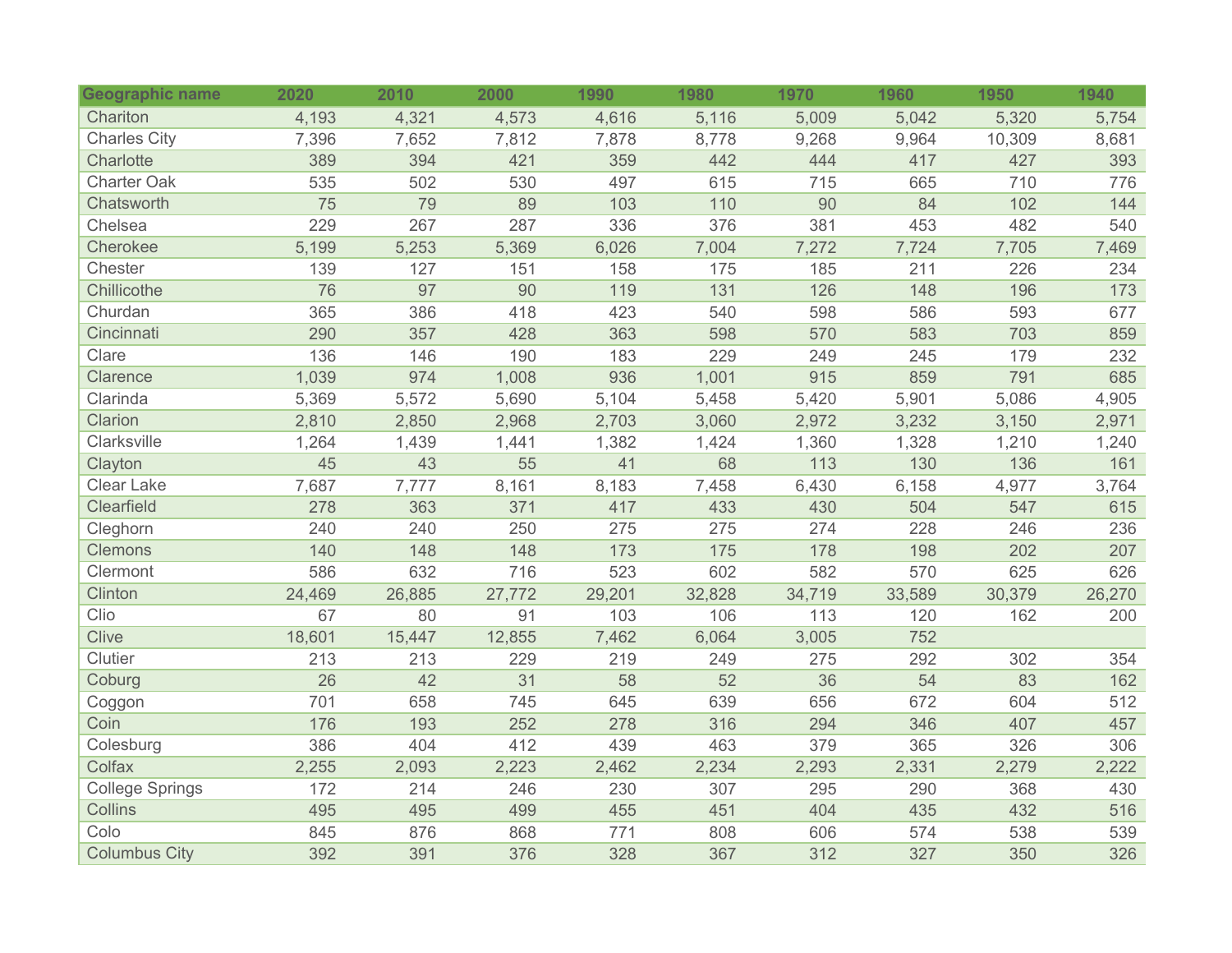| Geographic name | 2020 | 2010 | 2000 | 1990 | 1980 | 1970 | 1960 | 1950 | 1940 |
|---|---|---|---|---|---|---|---|---|---|
| Chariton | 4,193 | 4,321 | 4,573 | 4,616 | 5,116 | 5,009 | 5,042 | 5,320 | 5,754 |
| Charles City | 7,396 | 7,652 | 7,812 | 7,878 | 8,778 | 9,268 | 9,964 | 10,309 | 8,681 |
| Charlotte | 389 | 394 | 421 | 359 | 442 | 444 | 417 | 427 | 393 |
| Charter Oak | 535 | 502 | 530 | 497 | 615 | 715 | 665 | 710 | 776 |
| Chatsworth | 75 | 79 | 89 | 103 | 110 | 90 | 84 | 102 | 144 |
| Chelsea | 229 | 267 | 287 | 336 | 376 | 381 | 453 | 482 | 540 |
| Cherokee | 5,199 | 5,253 | 5,369 | 6,026 | 7,004 | 7,272 | 7,724 | 7,705 | 7,469 |
| Chester | 139 | 127 | 151 | 158 | 175 | 185 | 211 | 226 | 234 |
| Chillicothe | 76 | 97 | 90 | 119 | 131 | 126 | 148 | 196 | 173 |
| Churdan | 365 | 386 | 418 | 423 | 540 | 598 | 586 | 593 | 677 |
| Cincinnati | 290 | 357 | 428 | 363 | 598 | 570 | 583 | 703 | 859 |
| Clare | 136 | 146 | 190 | 183 | 229 | 249 | 245 | 179 | 232 |
| Clarence | 1,039 | 974 | 1,008 | 936 | 1,001 | 915 | 859 | 791 | 685 |
| Clarinda | 5,369 | 5,572 | 5,690 | 5,104 | 5,458 | 5,420 | 5,901 | 5,086 | 4,905 |
| Clarion | 2,810 | 2,850 | 2,968 | 2,703 | 3,060 | 2,972 | 3,232 | 3,150 | 2,971 |
| Clarksville | 1,264 | 1,439 | 1,441 | 1,382 | 1,424 | 1,360 | 1,328 | 1,210 | 1,240 |
| Clayton | 45 | 43 | 55 | 41 | 68 | 113 | 130 | 136 | 161 |
| Clear Lake | 7,687 | 7,777 | 8,161 | 8,183 | 7,458 | 6,430 | 6,158 | 4,977 | 3,764 |
| Clearfield | 278 | 363 | 371 | 417 | 433 | 430 | 504 | 547 | 615 |
| Cleghorn | 240 | 240 | 250 | 275 | 275 | 274 | 228 | 246 | 236 |
| Clemons | 140 | 148 | 148 | 173 | 175 | 178 | 198 | 202 | 207 |
| Clermont | 586 | 632 | 716 | 523 | 602 | 582 | 570 | 625 | 626 |
| Clinton | 24,469 | 26,885 | 27,772 | 29,201 | 32,828 | 34,719 | 33,589 | 30,379 | 26,270 |
| Clio | 67 | 80 | 91 | 103 | 106 | 113 | 120 | 162 | 200 |
| Clive | 18,601 | 15,447 | 12,855 | 7,462 | 6,064 | 3,005 | 752 | | |
| Clutier | 213 | 213 | 229 | 219 | 249 | 275 | 292 | 302 | 354 |
| Coburg | 26 | 42 | 31 | 58 | 52 | 36 | 54 | 83 | 162 |
| Coggon | 701 | 658 | 745 | 645 | 639 | 656 | 672 | 604 | 512 |
| Coin | 176 | 193 | 252 | 278 | 316 | 294 | 346 | 407 | 457 |
| Colesburg | 386 | 404 | 412 | 439 | 463 | 379 | 365 | 326 | 306 |
| Colfax | 2,255 | 2,093 | 2,223 | 2,462 | 2,234 | 2,293 | 2,331 | 2,279 | 2,222 |
| College Springs | 172 | 214 | 246 | 230 | 307 | 295 | 290 | 368 | 430 |
| Collins | 495 | 495 | 499 | 455 | 451 | 404 | 435 | 432 | 516 |
| Colo | 845 | 876 | 868 | 771 | 808 | 606 | 574 | 538 | 539 |
| Columbus City | 392 | 391 | 376 | 328 | 367 | 312 | 327 | 350 | 326 |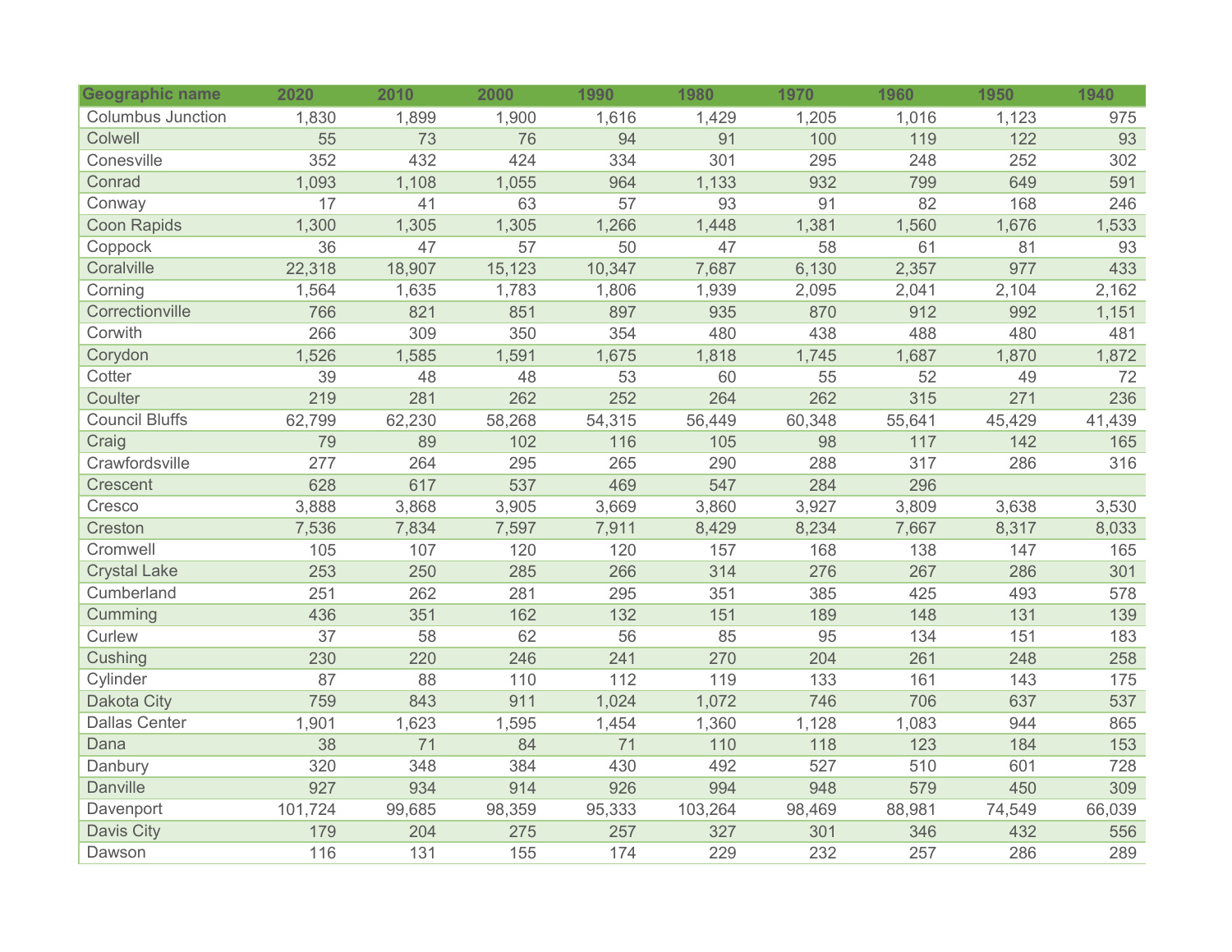| Geographic name | 2020 | 2010 | 2000 | 1990 | 1980 | 1970 | 1960 | 1950 | 1940 |
|---|---|---|---|---|---|---|---|---|---|
| Columbus Junction | 1,830 | 1,899 | 1,900 | 1,616 | 1,429 | 1,205 | 1,016 | 1,123 | 975 |
| Colwell | 55 | 73 | 76 | 94 | 91 | 100 | 119 | 122 | 93 |
| Conesville | 352 | 432 | 424 | 334 | 301 | 295 | 248 | 252 | 302 |
| Conrad | 1,093 | 1,108 | 1,055 | 964 | 1,133 | 932 | 799 | 649 | 591 |
| Conway | 17 | 41 | 63 | 57 | 93 | 91 | 82 | 168 | 246 |
| Coon Rapids | 1,300 | 1,305 | 1,305 | 1,266 | 1,448 | 1,381 | 1,560 | 1,676 | 1,533 |
| Coppock | 36 | 47 | 57 | 50 | 47 | 58 | 61 | 81 | 93 |
| Coralville | 22,318 | 18,907 | 15,123 | 10,347 | 7,687 | 6,130 | 2,357 | 977 | 433 |
| Corning | 1,564 | 1,635 | 1,783 | 1,806 | 1,939 | 2,095 | 2,041 | 2,104 | 2,162 |
| Correctionville | 766 | 821 | 851 | 897 | 935 | 870 | 912 | 992 | 1,151 |
| Corwith | 266 | 309 | 350 | 354 | 480 | 438 | 488 | 480 | 481 |
| Corydon | 1,526 | 1,585 | 1,591 | 1,675 | 1,818 | 1,745 | 1,687 | 1,870 | 1,872 |
| Cotter | 39 | 48 | 48 | 53 | 60 | 55 | 52 | 49 | 72 |
| Coulter | 219 | 281 | 262 | 252 | 264 | 262 | 315 | 271 | 236 |
| Council Bluffs | 62,799 | 62,230 | 58,268 | 54,315 | 56,449 | 60,348 | 55,641 | 45,429 | 41,439 |
| Craig | 79 | 89 | 102 | 116 | 105 | 98 | 117 | 142 | 165 |
| Crawfordsville | 277 | 264 | 295 | 265 | 290 | 288 | 317 | 286 | 316 |
| Crescent | 628 | 617 | 537 | 469 | 547 | 284 | 296 | | |
| Cresco | 3,888 | 3,868 | 3,905 | 3,669 | 3,860 | 3,927 | 3,809 | 3,638 | 3,530 |
| Creston | 7,536 | 7,834 | 7,597 | 7,911 | 8,429 | 8,234 | 7,667 | 8,317 | 8,033 |
| Cromwell | 105 | 107 | 120 | 120 | 157 | 168 | 138 | 147 | 165 |
| Crystal Lake | 253 | 250 | 285 | 266 | 314 | 276 | 267 | 286 | 301 |
| Cumberland | 251 | 262 | 281 | 295 | 351 | 385 | 425 | 493 | 578 |
| Cumming | 436 | 351 | 162 | 132 | 151 | 189 | 148 | 131 | 139 |
| Curlew | 37 | 58 | 62 | 56 | 85 | 95 | 134 | 151 | 183 |
| Cushing | 230 | 220 | 246 | 241 | 270 | 204 | 261 | 248 | 258 |
| Cylinder | 87 | 88 | 110 | 112 | 119 | 133 | 161 | 143 | 175 |
| Dakota City | 759 | 843 | 911 | 1,024 | 1,072 | 746 | 706 | 637 | 537 |
| Dallas Center | 1,901 | 1,623 | 1,595 | 1,454 | 1,360 | 1,128 | 1,083 | 944 | 865 |
| Dana | 38 | 71 | 84 | 71 | 110 | 118 | 123 | 184 | 153 |
| Danbury | 320 | 348 | 384 | 430 | 492 | 527 | 510 | 601 | 728 |
| Danville | 927 | 934 | 914 | 926 | 994 | 948 | 579 | 450 | 309 |
| Davenport | 101,724 | 99,685 | 98,359 | 95,333 | 103,264 | 98,469 | 88,981 | 74,549 | 66,039 |
| Davis City | 179 | 204 | 275 | 257 | 327 | 301 | 346 | 432 | 556 |
| Dawson | 116 | 131 | 155 | 174 | 229 | 232 | 257 | 286 | 289 |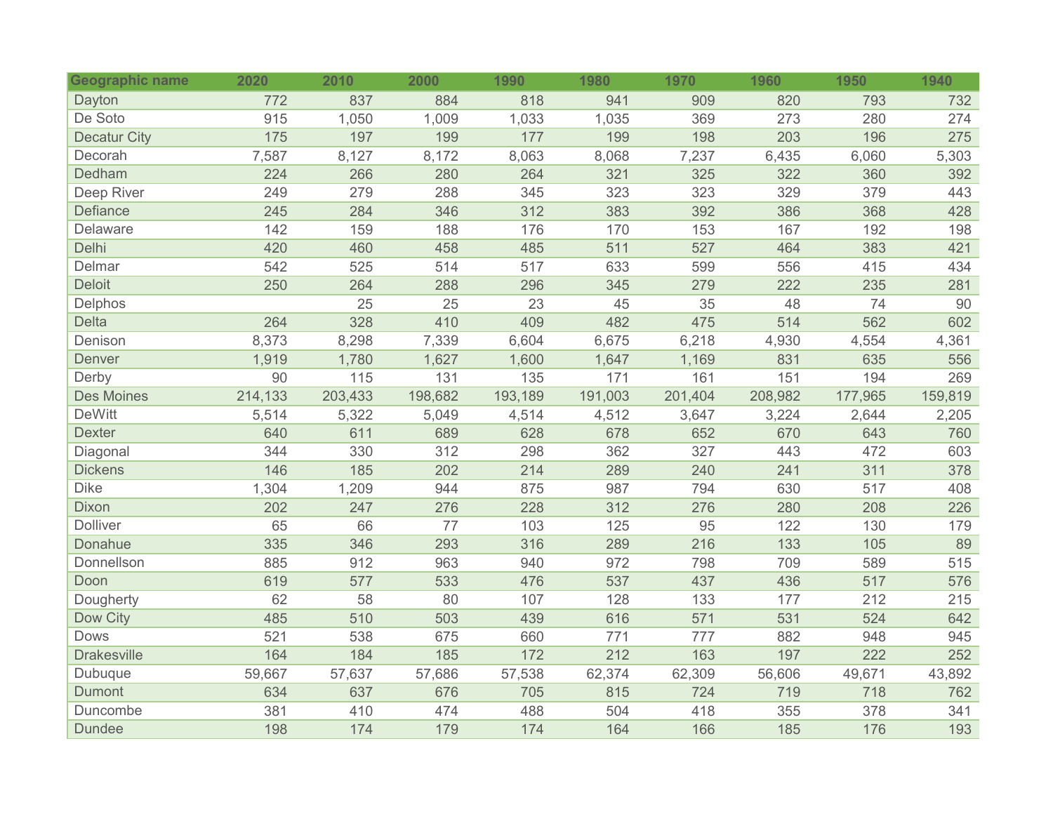| Geographic name | 2020 | 2010 | 2000 | 1990 | 1980 | 1970 | 1960 | 1950 | 1940 |
|---|---|---|---|---|---|---|---|---|---|
| Dayton | 772 | 837 | 884 | 818 | 941 | 909 | 820 | 793 | 732 |
| De Soto | 915 | 1,050 | 1,009 | 1,033 | 1,035 | 369 | 273 | 280 | 274 |
| Decatur City | 175 | 197 | 199 | 177 | 199 | 198 | 203 | 196 | 275 |
| Decorah | 7,587 | 8,127 | 8,172 | 8,063 | 8,068 | 7,237 | 6,435 | 6,060 | 5,303 |
| Dedham | 224 | 266 | 280 | 264 | 321 | 325 | 322 | 360 | 392 |
| Deep River | 249 | 279 | 288 | 345 | 323 | 323 | 329 | 379 | 443 |
| Defiance | 245 | 284 | 346 | 312 | 383 | 392 | 386 | 368 | 428 |
| Delaware | 142 | 159 | 188 | 176 | 170 | 153 | 167 | 192 | 198 |
| Delhi | 420 | 460 | 458 | 485 | 511 | 527 | 464 | 383 | 421 |
| Delmar | 542 | 525 | 514 | 517 | 633 | 599 | 556 | 415 | 434 |
| Deloit | 250 | 264 | 288 | 296 | 345 | 279 | 222 | 235 | 281 |
| Delphos | | 25 | 25 | 23 | 45 | 35 | 48 | 74 | 90 |
| Delta | 264 | 328 | 410 | 409 | 482 | 475 | 514 | 562 | 602 |
| Denison | 8,373 | 8,298 | 7,339 | 6,604 | 6,675 | 6,218 | 4,930 | 4,554 | 4,361 |
| Denver | 1,919 | 1,780 | 1,627 | 1,600 | 1,647 | 1,169 | 831 | 635 | 556 |
| Derby | 90 | 115 | 131 | 135 | 171 | 161 | 151 | 194 | 269 |
| Des Moines | 214,133 | 203,433 | 198,682 | 193,189 | 191,003 | 201,404 | 208,982 | 177,965 | 159,819 |
| DeWitt | 5,514 | 5,322 | 5,049 | 4,514 | 4,512 | 3,647 | 3,224 | 2,644 | 2,205 |
| Dexter | 640 | 611 | 689 | 628 | 678 | 652 | 670 | 643 | 760 |
| Diagonal | 344 | 330 | 312 | 298 | 362 | 327 | 443 | 472 | 603 |
| Dickens | 146 | 185 | 202 | 214 | 289 | 240 | 241 | 311 | 378 |
| Dike | 1,304 | 1,209 | 944 | 875 | 987 | 794 | 630 | 517 | 408 |
| Dixon | 202 | 247 | 276 | 228 | 312 | 276 | 280 | 208 | 226 |
| Dolliver | 65 | 66 | 77 | 103 | 125 | 95 | 122 | 130 | 179 |
| Donahue | 335 | 346 | 293 | 316 | 289 | 216 | 133 | 105 | 89 |
| Donnellson | 885 | 912 | 963 | 940 | 972 | 798 | 709 | 589 | 515 |
| Doon | 619 | 577 | 533 | 476 | 537 | 437 | 436 | 517 | 576 |
| Dougherty | 62 | 58 | 80 | 107 | 128 | 133 | 177 | 212 | 215 |
| Dow City | 485 | 510 | 503 | 439 | 616 | 571 | 531 | 524 | 642 |
| Dows | 521 | 538 | 675 | 660 | 771 | 777 | 882 | 948 | 945 |
| Drakesville | 164 | 184 | 185 | 172 | 212 | 163 | 197 | 222 | 252 |
| Dubuque | 59,667 | 57,637 | 57,686 | 57,538 | 62,374 | 62,309 | 56,606 | 49,671 | 43,892 |
| Dumont | 634 | 637 | 676 | 705 | 815 | 724 | 719 | 718 | 762 |
| Duncombe | 381 | 410 | 474 | 488 | 504 | 418 | 355 | 378 | 341 |
| Dundee | 198 | 174 | 179 | 174 | 164 | 166 | 185 | 176 | 193 |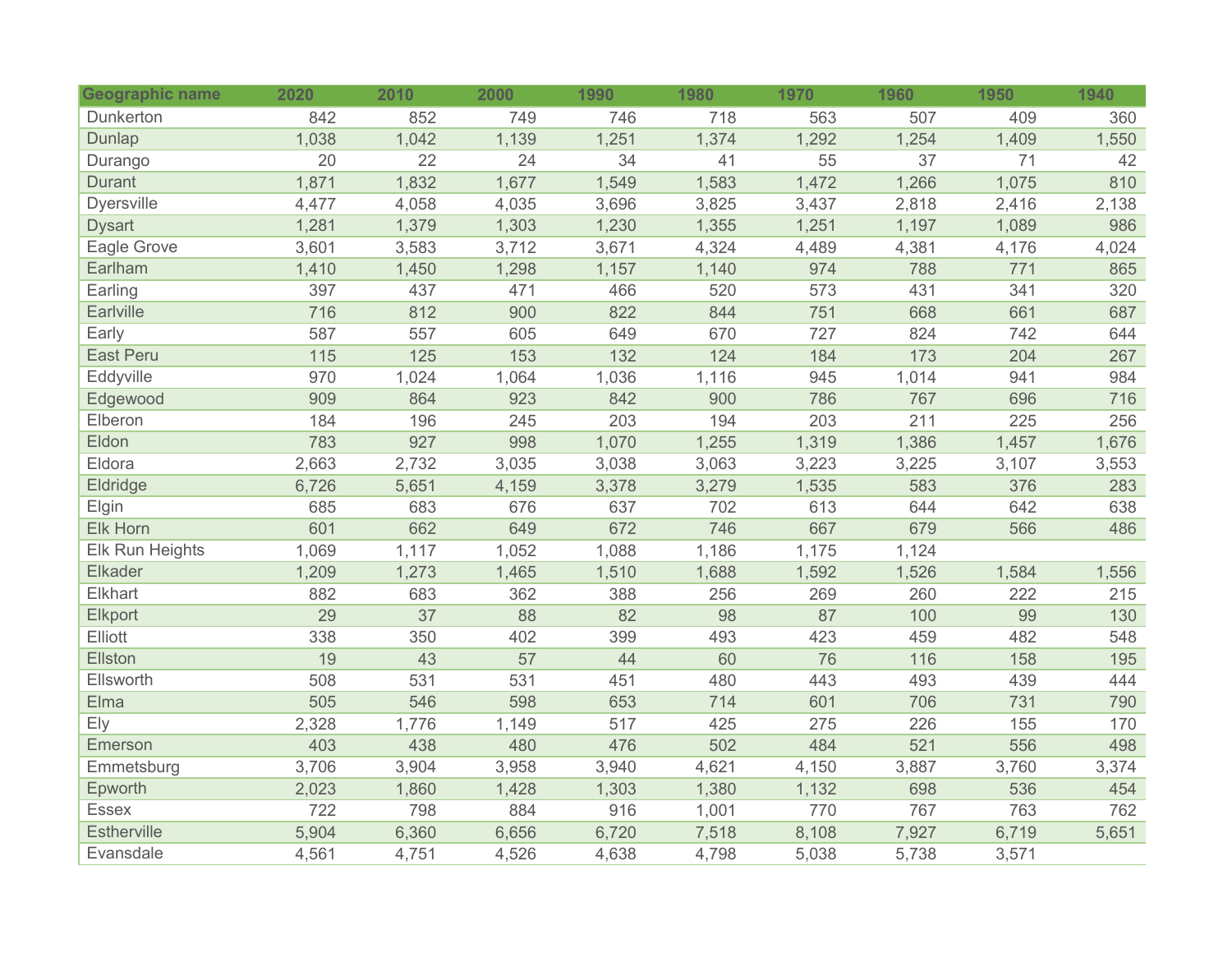| Geographic name | 2020 | 2010 | 2000 | 1990 | 1980 | 1970 | 1960 | 1950 | 1940 |
|---|---|---|---|---|---|---|---|---|---|
| Dunkerton | 842 | 852 | 749 | 746 | 718 | 563 | 507 | 409 | 360 |
| Dunlap | 1,038 | 1,042 | 1,139 | 1,251 | 1,374 | 1,292 | 1,254 | 1,409 | 1,550 |
| Durango | 20 | 22 | 24 | 34 | 41 | 55 | 37 | 71 | 42 |
| Durant | 1,871 | 1,832 | 1,677 | 1,549 | 1,583 | 1,472 | 1,266 | 1,075 | 810 |
| Dyersville | 4,477 | 4,058 | 4,035 | 3,696 | 3,825 | 3,437 | 2,818 | 2,416 | 2,138 |
| Dysart | 1,281 | 1,379 | 1,303 | 1,230 | 1,355 | 1,251 | 1,197 | 1,089 | 986 |
| Eagle Grove | 3,601 | 3,583 | 3,712 | 3,671 | 4,324 | 4,489 | 4,381 | 4,176 | 4,024 |
| Earlham | 1,410 | 1,450 | 1,298 | 1,157 | 1,140 | 974 | 788 | 771 | 865 |
| Earling | 397 | 437 | 471 | 466 | 520 | 573 | 431 | 341 | 320 |
| Earlville | 716 | 812 | 900 | 822 | 844 | 751 | 668 | 661 | 687 |
| Early | 587 | 557 | 605 | 649 | 670 | 727 | 824 | 742 | 644 |
| East Peru | 115 | 125 | 153 | 132 | 124 | 184 | 173 | 204 | 267 |
| Eddyville | 970 | 1,024 | 1,064 | 1,036 | 1,116 | 945 | 1,014 | 941 | 984 |
| Edgewood | 909 | 864 | 923 | 842 | 900 | 786 | 767 | 696 | 716 |
| Elberon | 184 | 196 | 245 | 203 | 194 | 203 | 211 | 225 | 256 |
| Eldon | 783 | 927 | 998 | 1,070 | 1,255 | 1,319 | 1,386 | 1,457 | 1,676 |
| Eldora | 2,663 | 2,732 | 3,035 | 3,038 | 3,063 | 3,223 | 3,225 | 3,107 | 3,553 |
| Eldridge | 6,726 | 5,651 | 4,159 | 3,378 | 3,279 | 1,535 | 583 | 376 | 283 |
| Elgin | 685 | 683 | 676 | 637 | 702 | 613 | 644 | 642 | 638 |
| Elk Horn | 601 | 662 | 649 | 672 | 746 | 667 | 679 | 566 | 486 |
| Elk Run Heights | 1,069 | 1,117 | 1,052 | 1,088 | 1,186 | 1,175 | 1,124 | | |
| Elkader | 1,209 | 1,273 | 1,465 | 1,510 | 1,688 | 1,592 | 1,526 | 1,584 | 1,556 |
| Elkhart | 882 | 683 | 362 | 388 | 256 | 269 | 260 | 222 | 215 |
| Elkport | 29 | 37 | 88 | 82 | 98 | 87 | 100 | 99 | 130 |
| Elliott | 338 | 350 | 402 | 399 | 493 | 423 | 459 | 482 | 548 |
| Ellston | 19 | 43 | 57 | 44 | 60 | 76 | 116 | 158 | 195 |
| Ellsworth | 508 | 531 | 531 | 451 | 480 | 443 | 493 | 439 | 444 |
| Elma | 505 | 546 | 598 | 653 | 714 | 601 | 706 | 731 | 790 |
| Ely | 2,328 | 1,776 | 1,149 | 517 | 425 | 275 | 226 | 155 | 170 |
| Emerson | 403 | 438 | 480 | 476 | 502 | 484 | 521 | 556 | 498 |
| Emmetsburg | 3,706 | 3,904 | 3,958 | 3,940 | 4,621 | 4,150 | 3,887 | 3,760 | 3,374 |
| Epworth | 2,023 | 1,860 | 1,428 | 1,303 | 1,380 | 1,132 | 698 | 536 | 454 |
| Essex | 722 | 798 | 884 | 916 | 1,001 | 770 | 767 | 763 | 762 |
| Estherville | 5,904 | 6,360 | 6,656 | 6,720 | 7,518 | 8,108 | 7,927 | 6,719 | 5,651 |
| Evansdale | 4,561 | 4,751 | 4,526 | 4,638 | 4,798 | 5,038 | 5,738 | 3,571 | |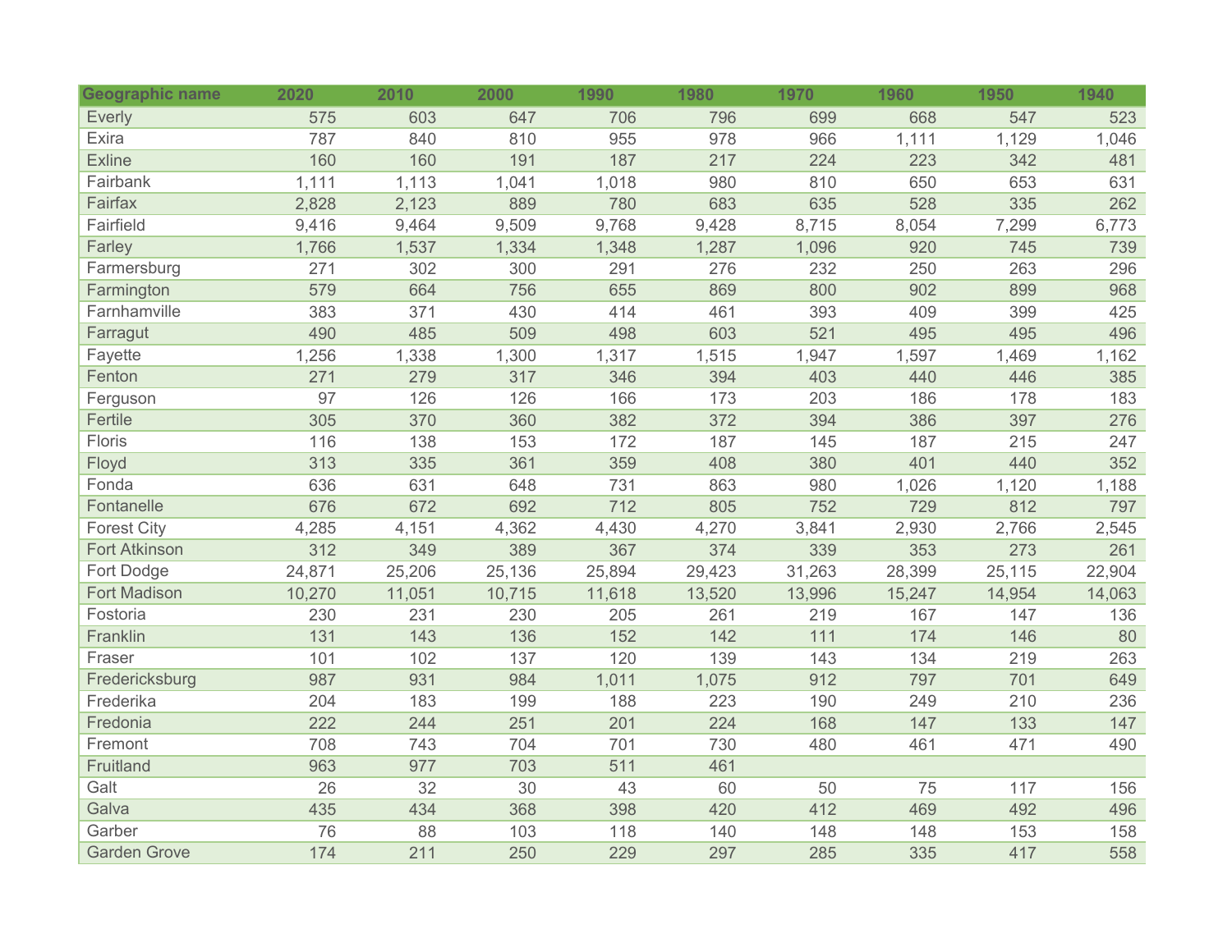| Geographic name | 2020 | 2010 | 2000 | 1990 | 1980 | 1970 | 1960 | 1950 | 1940 |
|---|---|---|---|---|---|---|---|---|---|
| Everly | 575 | 603 | 647 | 706 | 796 | 699 | 668 | 547 | 523 |
| Exira | 787 | 840 | 810 | 955 | 978 | 966 | 1,111 | 1,129 | 1,046 |
| Exline | 160 | 160 | 191 | 187 | 217 | 224 | 223 | 342 | 481 |
| Fairbank | 1,111 | 1,113 | 1,041 | 1,018 | 980 | 810 | 650 | 653 | 631 |
| Fairfax | 2,828 | 2,123 | 889 | 780 | 683 | 635 | 528 | 335 | 262 |
| Fairfield | 9,416 | 9,464 | 9,509 | 9,768 | 9,428 | 8,715 | 8,054 | 7,299 | 6,773 |
| Farley | 1,766 | 1,537 | 1,334 | 1,348 | 1,287 | 1,096 | 920 | 745 | 739 |
| Farmersburg | 271 | 302 | 300 | 291 | 276 | 232 | 250 | 263 | 296 |
| Farmington | 579 | 664 | 756 | 655 | 869 | 800 | 902 | 899 | 968 |
| Farnhamville | 383 | 371 | 430 | 414 | 461 | 393 | 409 | 399 | 425 |
| Farragut | 490 | 485 | 509 | 498 | 603 | 521 | 495 | 495 | 496 |
| Fayette | 1,256 | 1,338 | 1,300 | 1,317 | 1,515 | 1,947 | 1,597 | 1,469 | 1,162 |
| Fenton | 271 | 279 | 317 | 346 | 394 | 403 | 440 | 446 | 385 |
| Ferguson | 97 | 126 | 126 | 166 | 173 | 203 | 186 | 178 | 183 |
| Fertile | 305 | 370 | 360 | 382 | 372 | 394 | 386 | 397 | 276 |
| Floris | 116 | 138 | 153 | 172 | 187 | 145 | 187 | 215 | 247 |
| Floyd | 313 | 335 | 361 | 359 | 408 | 380 | 401 | 440 | 352 |
| Fonda | 636 | 631 | 648 | 731 | 863 | 980 | 1,026 | 1,120 | 1,188 |
| Fontanelle | 676 | 672 | 692 | 712 | 805 | 752 | 729 | 812 | 797 |
| Forest City | 4,285 | 4,151 | 4,362 | 4,430 | 4,270 | 3,841 | 2,930 | 2,766 | 2,545 |
| Fort Atkinson | 312 | 349 | 389 | 367 | 374 | 339 | 353 | 273 | 261 |
| Fort Dodge | 24,871 | 25,206 | 25,136 | 25,894 | 29,423 | 31,263 | 28,399 | 25,115 | 22,904 |
| Fort Madison | 10,270 | 11,051 | 10,715 | 11,618 | 13,520 | 13,996 | 15,247 | 14,954 | 14,063 |
| Fostoria | 230 | 231 | 230 | 205 | 261 | 219 | 167 | 147 | 136 |
| Franklin | 131 | 143 | 136 | 152 | 142 | 111 | 174 | 146 | 80 |
| Fraser | 101 | 102 | 137 | 120 | 139 | 143 | 134 | 219 | 263 |
| Fredericksburg | 987 | 931 | 984 | 1,011 | 1,075 | 912 | 797 | 701 | 649 |
| Frederika | 204 | 183 | 199 | 188 | 223 | 190 | 249 | 210 | 236 |
| Fredonia | 222 | 244 | 251 | 201 | 224 | 168 | 147 | 133 | 147 |
| Fremont | 708 | 743 | 704 | 701 | 730 | 480 | 461 | 471 | 490 |
| Fruitland | 963 | 977 | 703 | 511 | 461 | | | | |
| Galt | 26 | 32 | 30 | 43 | 60 | 50 | 75 | 117 | 156 |
| Galva | 435 | 434 | 368 | 398 | 420 | 412 | 469 | 492 | 496 |
| Garber | 76 | 88 | 103 | 118 | 140 | 148 | 148 | 153 | 158 |
| Garden Grove | 174 | 211 | 250 | 229 | 297 | 285 | 335 | 417 | 558 |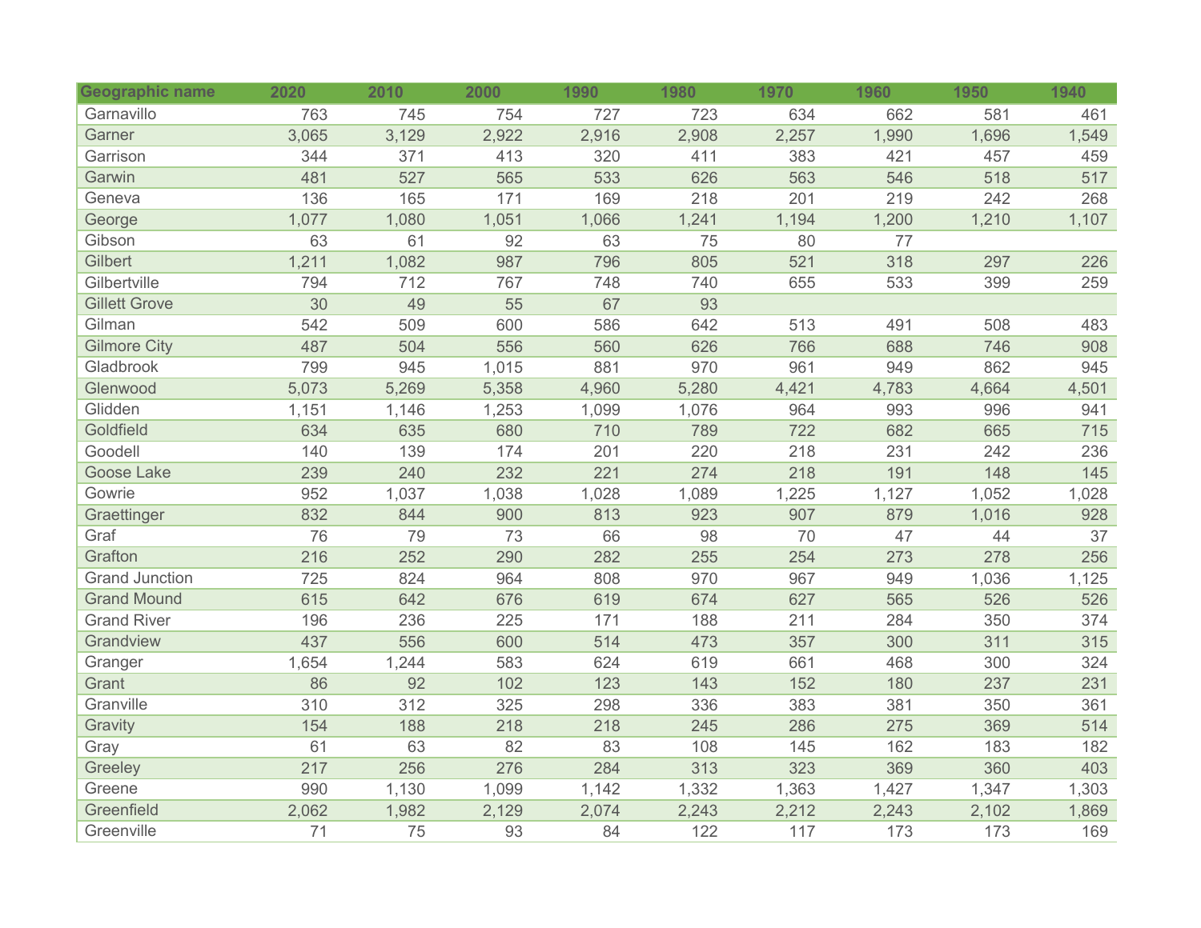| Geographic name | 2020 | 2010 | 2000 | 1990 | 1980 | 1970 | 1960 | 1950 | 1940 |
|---|---|---|---|---|---|---|---|---|---|
| Garnavillo | 763 | 745 | 754 | 727 | 723 | 634 | 662 | 581 | 461 |
| Garner | 3,065 | 3,129 | 2,922 | 2,916 | 2,908 | 2,257 | 1,990 | 1,696 | 1,549 |
| Garrison | 344 | 371 | 413 | 320 | 411 | 383 | 421 | 457 | 459 |
| Garwin | 481 | 527 | 565 | 533 | 626 | 563 | 546 | 518 | 517 |
| Geneva | 136 | 165 | 171 | 169 | 218 | 201 | 219 | 242 | 268 |
| George | 1,077 | 1,080 | 1,051 | 1,066 | 1,241 | 1,194 | 1,200 | 1,210 | 1,107 |
| Gibson | 63 | 61 | 92 | 63 | 75 | 80 | 77 | | |
| Gilbert | 1,211 | 1,082 | 987 | 796 | 805 | 521 | 318 | 297 | 226 |
| Gilbertville | 794 | 712 | 767 | 748 | 740 | 655 | 533 | 399 | 259 |
| Gillett Grove | 30 | 49 | 55 | 67 | 93 | | | | |
| Gilman | 542 | 509 | 600 | 586 | 642 | 513 | 491 | 508 | 483 |
| Gilmore City | 487 | 504 | 556 | 560 | 626 | 766 | 688 | 746 | 908 |
| Gladbrook | 799 | 945 | 1,015 | 881 | 970 | 961 | 949 | 862 | 945 |
| Glenwood | 5,073 | 5,269 | 5,358 | 4,960 | 5,280 | 4,421 | 4,783 | 4,664 | 4,501 |
| Glidden | 1,151 | 1,146 | 1,253 | 1,099 | 1,076 | 964 | 993 | 996 | 941 |
| Goldfield | 634 | 635 | 680 | 710 | 789 | 722 | 682 | 665 | 715 |
| Goodell | 140 | 139 | 174 | 201 | 220 | 218 | 231 | 242 | 236 |
| Goose Lake | 239 | 240 | 232 | 221 | 274 | 218 | 191 | 148 | 145 |
| Gowrie | 952 | 1,037 | 1,038 | 1,028 | 1,089 | 1,225 | 1,127 | 1,052 | 1,028 |
| Graettinger | 832 | 844 | 900 | 813 | 923 | 907 | 879 | 1,016 | 928 |
| Graf | 76 | 79 | 73 | 66 | 98 | 70 | 47 | 44 | 37 |
| Grafton | 216 | 252 | 290 | 282 | 255 | 254 | 273 | 278 | 256 |
| Grand Junction | 725 | 824 | 964 | 808 | 970 | 967 | 949 | 1,036 | 1,125 |
| Grand Mound | 615 | 642 | 676 | 619 | 674 | 627 | 565 | 526 | 526 |
| Grand River | 196 | 236 | 225 | 171 | 188 | 211 | 284 | 350 | 374 |
| Grandview | 437 | 556 | 600 | 514 | 473 | 357 | 300 | 311 | 315 |
| Granger | 1,654 | 1,244 | 583 | 624 | 619 | 661 | 468 | 300 | 324 |
| Grant | 86 | 92 | 102 | 123 | 143 | 152 | 180 | 237 | 231 |
| Granville | 310 | 312 | 325 | 298 | 336 | 383 | 381 | 350 | 361 |
| Gravity | 154 | 188 | 218 | 218 | 245 | 286 | 275 | 369 | 514 |
| Gray | 61 | 63 | 82 | 83 | 108 | 145 | 162 | 183 | 182 |
| Greeley | 217 | 256 | 276 | 284 | 313 | 323 | 369 | 360 | 403 |
| Greene | 990 | 1,130 | 1,099 | 1,142 | 1,332 | 1,363 | 1,427 | 1,347 | 1,303 |
| Greenfield | 2,062 | 1,982 | 2,129 | 2,074 | 2,243 | 2,212 | 2,243 | 2,102 | 1,869 |
| Greenville | 71 | 75 | 93 | 84 | 122 | 117 | 173 | 173 | 169 |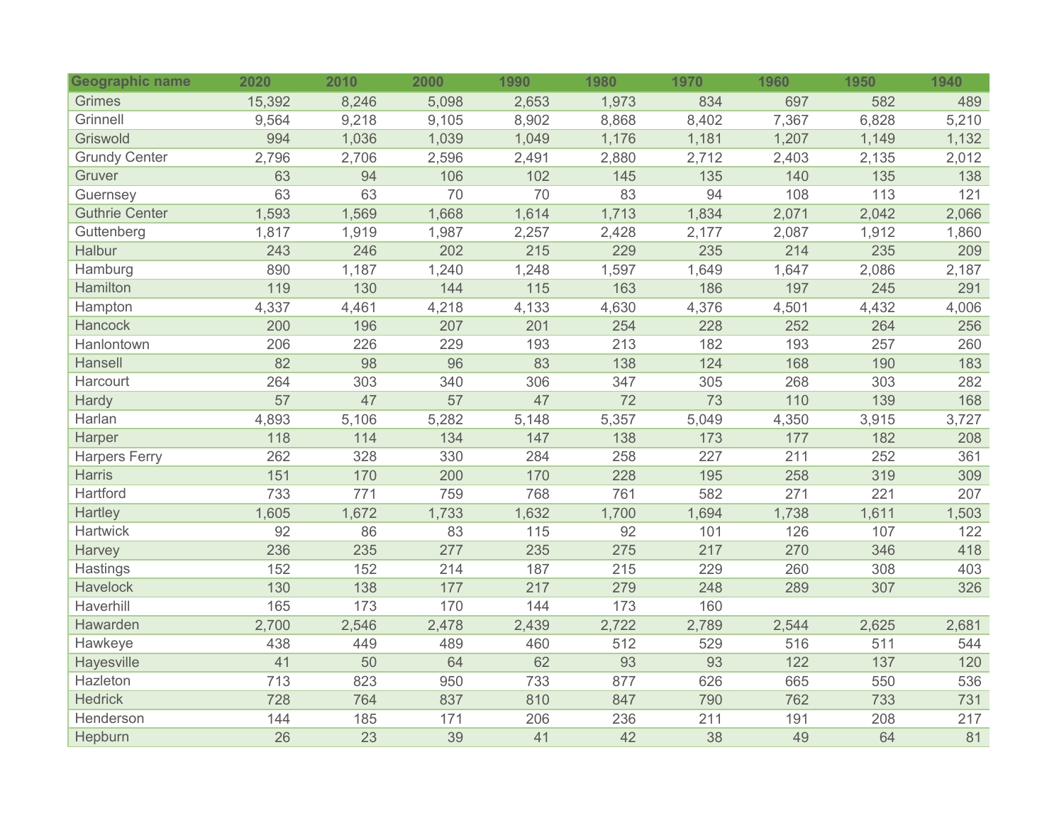| Geographic name | 2020 | 2010 | 2000 | 1990 | 1980 | 1970 | 1960 | 1950 | 1940 |
|---|---|---|---|---|---|---|---|---|---|
| Grimes | 15,392 | 8,246 | 5,098 | 2,653 | 1,973 | 834 | 697 | 582 | 489 |
| Grinnell | 9,564 | 9,218 | 9,105 | 8,902 | 8,868 | 8,402 | 7,367 | 6,828 | 5,210 |
| Griswold | 994 | 1,036 | 1,039 | 1,049 | 1,176 | 1,181 | 1,207 | 1,149 | 1,132 |
| Grundy Center | 2,796 | 2,706 | 2,596 | 2,491 | 2,880 | 2,712 | 2,403 | 2,135 | 2,012 |
| Gruver | 63 | 94 | 106 | 102 | 145 | 135 | 140 | 135 | 138 |
| Guernsey | 63 | 63 | 70 | 70 | 83 | 94 | 108 | 113 | 121 |
| Guthrie Center | 1,593 | 1,569 | 1,668 | 1,614 | 1,713 | 1,834 | 2,071 | 2,042 | 2,066 |
| Guttenberg | 1,817 | 1,919 | 1,987 | 2,257 | 2,428 | 2,177 | 2,087 | 1,912 | 1,860 |
| Halbur | 243 | 246 | 202 | 215 | 229 | 235 | 214 | 235 | 209 |
| Hamburg | 890 | 1,187 | 1,240 | 1,248 | 1,597 | 1,649 | 1,647 | 2,086 | 2,187 |
| Hamilton | 119 | 130 | 144 | 115 | 163 | 186 | 197 | 245 | 291 |
| Hampton | 4,337 | 4,461 | 4,218 | 4,133 | 4,630 | 4,376 | 4,501 | 4,432 | 4,006 |
| Hancock | 200 | 196 | 207 | 201 | 254 | 228 | 252 | 264 | 256 |
| Hanlontown | 206 | 226 | 229 | 193 | 213 | 182 | 193 | 257 | 260 |
| Hansell | 82 | 98 | 96 | 83 | 138 | 124 | 168 | 190 | 183 |
| Harcourt | 264 | 303 | 340 | 306 | 347 | 305 | 268 | 303 | 282 |
| Hardy | 57 | 47 | 57 | 47 | 72 | 73 | 110 | 139 | 168 |
| Harlan | 4,893 | 5,106 | 5,282 | 5,148 | 5,357 | 5,049 | 4,350 | 3,915 | 3,727 |
| Harper | 118 | 114 | 134 | 147 | 138 | 173 | 177 | 182 | 208 |
| Harpers Ferry | 262 | 328 | 330 | 284 | 258 | 227 | 211 | 252 | 361 |
| Harris | 151 | 170 | 200 | 170 | 228 | 195 | 258 | 319 | 309 |
| Hartford | 733 | 771 | 759 | 768 | 761 | 582 | 271 | 221 | 207 |
| Hartley | 1,605 | 1,672 | 1,733 | 1,632 | 1,700 | 1,694 | 1,738 | 1,611 | 1,503 |
| Hartwick | 92 | 86 | 83 | 115 | 92 | 101 | 126 | 107 | 122 |
| Harvey | 236 | 235 | 277 | 235 | 275 | 217 | 270 | 346 | 418 |
| Hastings | 152 | 152 | 214 | 187 | 215 | 229 | 260 | 308 | 403 |
| Havelock | 130 | 138 | 177 | 217 | 279 | 248 | 289 | 307 | 326 |
| Haverhill | 165 | 173 | 170 | 144 | 173 | 160 | | | |
| Hawarden | 2,700 | 2,546 | 2,478 | 2,439 | 2,722 | 2,789 | 2,544 | 2,625 | 2,681 |
| Hawkeye | 438 | 449 | 489 | 460 | 512 | 529 | 516 | 511 | 544 |
| Hayesville | 41 | 50 | 64 | 62 | 93 | 93 | 122 | 137 | 120 |
| Hazleton | 713 | 823 | 950 | 733 | 877 | 626 | 665 | 550 | 536 |
| Hedrick | 728 | 764 | 837 | 810 | 847 | 790 | 762 | 733 | 731 |
| Henderson | 144 | 185 | 171 | 206 | 236 | 211 | 191 | 208 | 217 |
| Hepburn | 26 | 23 | 39 | 41 | 42 | 38 | 49 | 64 | 81 |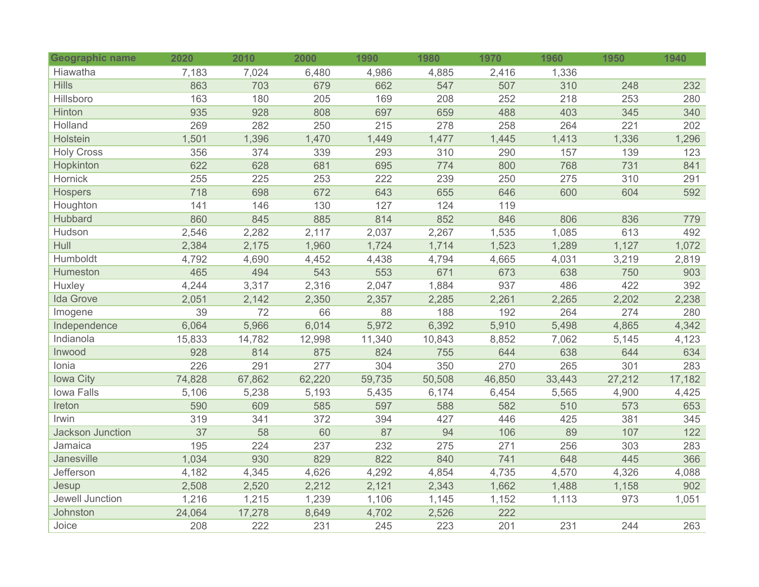| Geographic name | 2020 | 2010 | 2000 | 1990 | 1980 | 1970 | 1960 | 1950 | 1940 |
|---|---|---|---|---|---|---|---|---|---|
| Hiawatha | 7,183 | 7,024 | 6,480 | 4,986 | 4,885 | 2,416 | 1,336 | | |
| Hills | 863 | 703 | 679 | 662 | 547 | 507 | 310 | 248 | 232 |
| Hillsboro | 163 | 180 | 205 | 169 | 208 | 252 | 218 | 253 | 280 |
| Hinton | 935 | 928 | 808 | 697 | 659 | 488 | 403 | 345 | 340 |
| Holland | 269 | 282 | 250 | 215 | 278 | 258 | 264 | 221 | 202 |
| Holstein | 1,501 | 1,396 | 1,470 | 1,449 | 1,477 | 1,445 | 1,413 | 1,336 | 1,296 |
| Holy Cross | 356 | 374 | 339 | 293 | 310 | 290 | 157 | 139 | 123 |
| Hopkinton | 622 | 628 | 681 | 695 | 774 | 800 | 768 | 731 | 841 |
| Hornick | 255 | 225 | 253 | 222 | 239 | 250 | 275 | 310 | 291 |
| Hospers | 718 | 698 | 672 | 643 | 655 | 646 | 600 | 604 | 592 |
| Houghton | 141 | 146 | 130 | 127 | 124 | 119 | | | |
| Hubbard | 860 | 845 | 885 | 814 | 852 | 846 | 806 | 836 | 779 |
| Hudson | 2,546 | 2,282 | 2,117 | 2,037 | 2,267 | 1,535 | 1,085 | 613 | 492 |
| Hull | 2,384 | 2,175 | 1,960 | 1,724 | 1,714 | 1,523 | 1,289 | 1,127 | 1,072 |
| Humboldt | 4,792 | 4,690 | 4,452 | 4,438 | 4,794 | 4,665 | 4,031 | 3,219 | 2,819 |
| Humeston | 465 | 494 | 543 | 553 | 671 | 673 | 638 | 750 | 903 |
| Huxley | 4,244 | 3,317 | 2,316 | 2,047 | 1,884 | 937 | 486 | 422 | 392 |
| Ida Grove | 2,051 | 2,142 | 2,350 | 2,357 | 2,285 | 2,261 | 2,265 | 2,202 | 2,238 |
| Imogene | 39 | 72 | 66 | 88 | 188 | 192 | 264 | 274 | 280 |
| Independence | 6,064 | 5,966 | 6,014 | 5,972 | 6,392 | 5,910 | 5,498 | 4,865 | 4,342 |
| Indianola | 15,833 | 14,782 | 12,998 | 11,340 | 10,843 | 8,852 | 7,062 | 5,145 | 4,123 |
| Inwood | 928 | 814 | 875 | 824 | 755 | 644 | 638 | 644 | 634 |
| Ionia | 226 | 291 | 277 | 304 | 350 | 270 | 265 | 301 | 283 |
| Iowa City | 74,828 | 67,862 | 62,220 | 59,735 | 50,508 | 46,850 | 33,443 | 27,212 | 17,182 |
| Iowa Falls | 5,106 | 5,238 | 5,193 | 5,435 | 6,174 | 6,454 | 5,565 | 4,900 | 4,425 |
| Ireton | 590 | 609 | 585 | 597 | 588 | 582 | 510 | 573 | 653 |
| Irwin | 319 | 341 | 372 | 394 | 427 | 446 | 425 | 381 | 345 |
| Jackson Junction | 37 | 58 | 60 | 87 | 94 | 106 | 89 | 107 | 122 |
| Jamaica | 195 | 224 | 237 | 232 | 275 | 271 | 256 | 303 | 283 |
| Janesville | 1,034 | 930 | 829 | 822 | 840 | 741 | 648 | 445 | 366 |
| Jefferson | 4,182 | 4,345 | 4,626 | 4,292 | 4,854 | 4,735 | 4,570 | 4,326 | 4,088 |
| Jesup | 2,508 | 2,520 | 2,212 | 2,121 | 2,343 | 1,662 | 1,488 | 1,158 | 902 |
| Jewell Junction | 1,216 | 1,215 | 1,239 | 1,106 | 1,145 | 1,152 | 1,113 | 973 | 1,051 |
| Johnston | 24,064 | 17,278 | 8,649 | 4,702 | 2,526 | 222 | | | |
| Joice | 208 | 222 | 231 | 245 | 223 | 201 | 231 | 244 | 263 |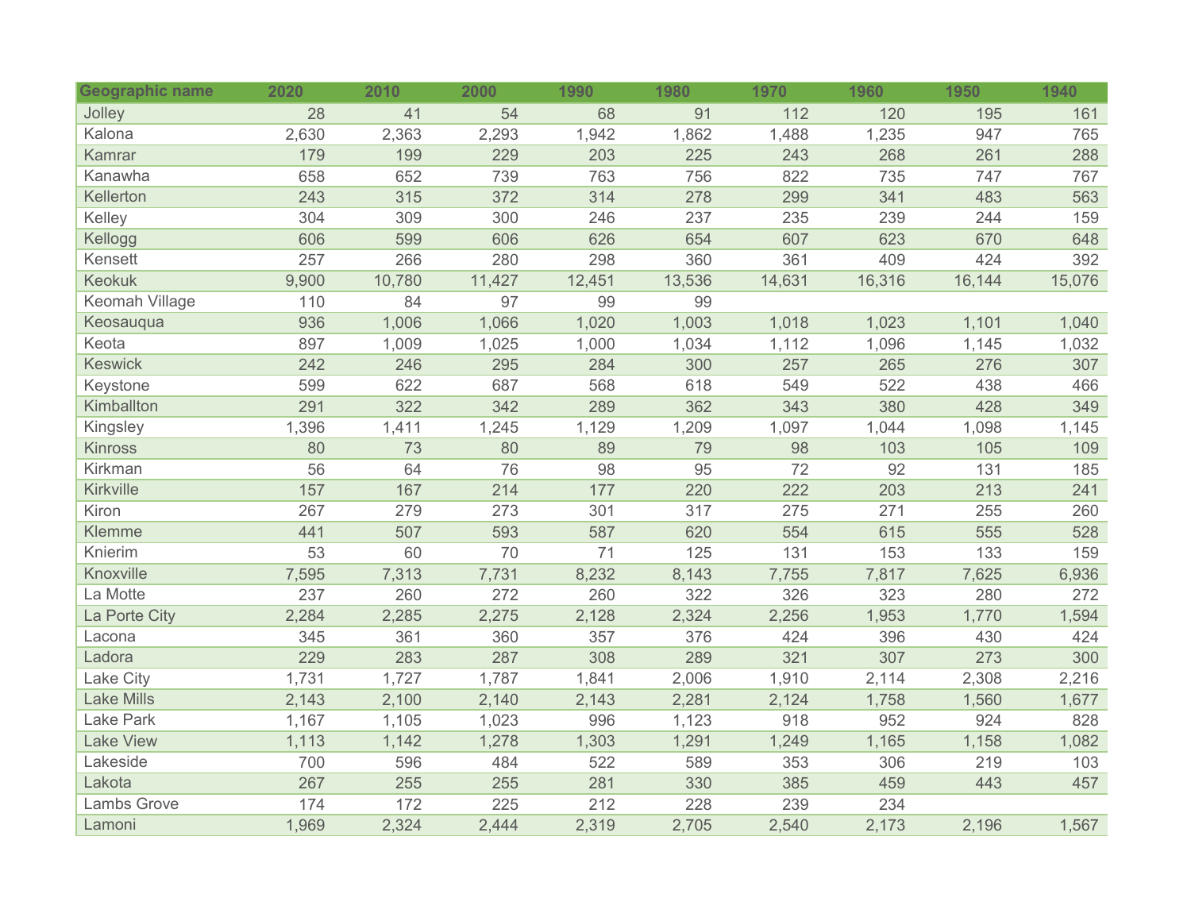| Geographic name | 2020 | 2010 | 2000 | 1990 | 1980 | 1970 | 1960 | 1950 | 1940 |
|---|---|---|---|---|---|---|---|---|---|
| Jolley | 28 | 41 | 54 | 68 | 91 | 112 | 120 | 195 | 161 |
| Kalona | 2,630 | 2,363 | 2,293 | 1,942 | 1,862 | 1,488 | 1,235 | 947 | 765 |
| Kamrar | 179 | 199 | 229 | 203 | 225 | 243 | 268 | 261 | 288 |
| Kanawha | 658 | 652 | 739 | 763 | 756 | 822 | 735 | 747 | 767 |
| Kellerton | 243 | 315 | 372 | 314 | 278 | 299 | 341 | 483 | 563 |
| Kelley | 304 | 309 | 300 | 246 | 237 | 235 | 239 | 244 | 159 |
| Kellogg | 606 | 599 | 606 | 626 | 654 | 607 | 623 | 670 | 648 |
| Kensett | 257 | 266 | 280 | 298 | 360 | 361 | 409 | 424 | 392 |
| Keokuk | 9,900 | 10,780 | 11,427 | 12,451 | 13,536 | 14,631 | 16,316 | 16,144 | 15,076 |
| Keomah Village | 110 | 84 | 97 | 99 | 99 | | | | |
| Keosauqua | 936 | 1,006 | 1,066 | 1,020 | 1,003 | 1,018 | 1,023 | 1,101 | 1,040 |
| Keota | 897 | 1,009 | 1,025 | 1,000 | 1,034 | 1,112 | 1,096 | 1,145 | 1,032 |
| Keswick | 242 | 246 | 295 | 284 | 300 | 257 | 265 | 276 | 307 |
| Keystone | 599 | 622 | 687 | 568 | 618 | 549 | 522 | 438 | 466 |
| Kimballton | 291 | 322 | 342 | 289 | 362 | 343 | 380 | 428 | 349 |
| Kingsley | 1,396 | 1,411 | 1,245 | 1,129 | 1,209 | 1,097 | 1,044 | 1,098 | 1,145 |
| Kinross | 80 | 73 | 80 | 89 | 79 | 98 | 103 | 105 | 109 |
| Kirkman | 56 | 64 | 76 | 98 | 95 | 72 | 92 | 131 | 185 |
| Kirkville | 157 | 167 | 214 | 177 | 220 | 222 | 203 | 213 | 241 |
| Kiron | 267 | 279 | 273 | 301 | 317 | 275 | 271 | 255 | 260 |
| Klemme | 441 | 507 | 593 | 587 | 620 | 554 | 615 | 555 | 528 |
| Knierim | 53 | 60 | 70 | 71 | 125 | 131 | 153 | 133 | 159 |
| Knoxville | 7,595 | 7,313 | 7,731 | 8,232 | 8,143 | 7,755 | 7,817 | 7,625 | 6,936 |
| La Motte | 237 | 260 | 272 | 260 | 322 | 326 | 323 | 280 | 272 |
| La Porte City | 2,284 | 2,285 | 2,275 | 2,128 | 2,324 | 2,256 | 1,953 | 1,770 | 1,594 |
| Lacona | 345 | 361 | 360 | 357 | 376 | 424 | 396 | 430 | 424 |
| Ladora | 229 | 283 | 287 | 308 | 289 | 321 | 307 | 273 | 300 |
| Lake City | 1,731 | 1,727 | 1,787 | 1,841 | 2,006 | 1,910 | 2,114 | 2,308 | 2,216 |
| Lake Mills | 2,143 | 2,100 | 2,140 | 2,143 | 2,281 | 2,124 | 1,758 | 1,560 | 1,677 |
| Lake Park | 1,167 | 1,105 | 1,023 | 996 | 1,123 | 918 | 952 | 924 | 828 |
| Lake View | 1,113 | 1,142 | 1,278 | 1,303 | 1,291 | 1,249 | 1,165 | 1,158 | 1,082 |
| Lakeside | 700 | 596 | 484 | 522 | 589 | 353 | 306 | 219 | 103 |
| Lakota | 267 | 255 | 255 | 281 | 330 | 385 | 459 | 443 | 457 |
| Lambs Grove | 174 | 172 | 225 | 212 | 228 | 239 | 234 | | |
| Lamoni | 1,969 | 2,324 | 2,444 | 2,319 | 2,705 | 2,540 | 2,173 | 2,196 | 1,567 |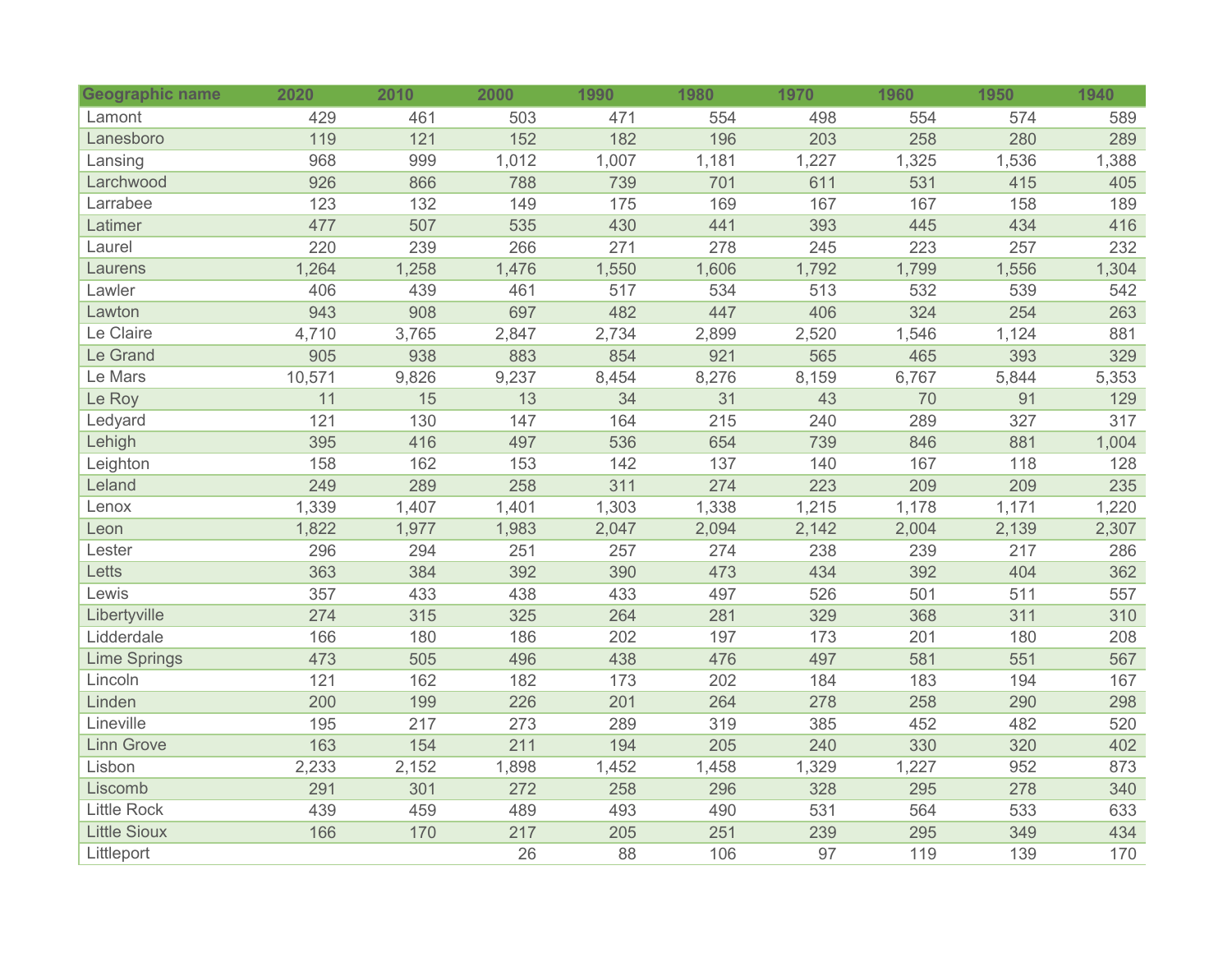| Geographic name | 2020 | 2010 | 2000 | 1990 | 1980 | 1970 | 1960 | 1950 | 1940 |
|---|---|---|---|---|---|---|---|---|---|
| Lamont | 429 | 461 | 503 | 471 | 554 | 498 | 554 | 574 | 589 |
| Lanesboro | 119 | 121 | 152 | 182 | 196 | 203 | 258 | 280 | 289 |
| Lansing | 968 | 999 | 1,012 | 1,007 | 1,181 | 1,227 | 1,325 | 1,536 | 1,388 |
| Larchwood | 926 | 866 | 788 | 739 | 701 | 611 | 531 | 415 | 405 |
| Larrabee | 123 | 132 | 149 | 175 | 169 | 167 | 167 | 158 | 189 |
| Latimer | 477 | 507 | 535 | 430 | 441 | 393 | 445 | 434 | 416 |
| Laurel | 220 | 239 | 266 | 271 | 278 | 245 | 223 | 257 | 232 |
| Laurens | 1,264 | 1,258 | 1,476 | 1,550 | 1,606 | 1,792 | 1,799 | 1,556 | 1,304 |
| Lawler | 406 | 439 | 461 | 517 | 534 | 513 | 532 | 539 | 542 |
| Lawton | 943 | 908 | 697 | 482 | 447 | 406 | 324 | 254 | 263 |
| Le Claire | 4,710 | 3,765 | 2,847 | 2,734 | 2,899 | 2,520 | 1,546 | 1,124 | 881 |
| Le Grand | 905 | 938 | 883 | 854 | 921 | 565 | 465 | 393 | 329 |
| Le Mars | 10,571 | 9,826 | 9,237 | 8,454 | 8,276 | 8,159 | 6,767 | 5,844 | 5,353 |
| Le Roy | 11 | 15 | 13 | 34 | 31 | 43 | 70 | 91 | 129 |
| Ledyard | 121 | 130 | 147 | 164 | 215 | 240 | 289 | 327 | 317 |
| Lehigh | 395 | 416 | 497 | 536 | 654 | 739 | 846 | 881 | 1,004 |
| Leighton | 158 | 162 | 153 | 142 | 137 | 140 | 167 | 118 | 128 |
| Leland | 249 | 289 | 258 | 311 | 274 | 223 | 209 | 209 | 235 |
| Lenox | 1,339 | 1,407 | 1,401 | 1,303 | 1,338 | 1,215 | 1,178 | 1,171 | 1,220 |
| Leon | 1,822 | 1,977 | 1,983 | 2,047 | 2,094 | 2,142 | 2,004 | 2,139 | 2,307 |
| Lester | 296 | 294 | 251 | 257 | 274 | 238 | 239 | 217 | 286 |
| Letts | 363 | 384 | 392 | 390 | 473 | 434 | 392 | 404 | 362 |
| Lewis | 357 | 433 | 438 | 433 | 497 | 526 | 501 | 511 | 557 |
| Libertyville | 274 | 315 | 325 | 264 | 281 | 329 | 368 | 311 | 310 |
| Lidderdale | 166 | 180 | 186 | 202 | 197 | 173 | 201 | 180 | 208 |
| Lime Springs | 473 | 505 | 496 | 438 | 476 | 497 | 581 | 551 | 567 |
| Lincoln | 121 | 162 | 182 | 173 | 202 | 184 | 183 | 194 | 167 |
| Linden | 200 | 199 | 226 | 201 | 264 | 278 | 258 | 290 | 298 |
| Lineville | 195 | 217 | 273 | 289 | 319 | 385 | 452 | 482 | 520 |
| Linn Grove | 163 | 154 | 211 | 194 | 205 | 240 | 330 | 320 | 402 |
| Lisbon | 2,233 | 2,152 | 1,898 | 1,452 | 1,458 | 1,329 | 1,227 | 952 | 873 |
| Liscomb | 291 | 301 | 272 | 258 | 296 | 328 | 295 | 278 | 340 |
| Little Rock | 439 | 459 | 489 | 493 | 490 | 531 | 564 | 533 | 633 |
| Little Sioux | 166 | 170 | 217 | 205 | 251 | 239 | 295 | 349 | 434 |
| Littleport | | | 26 | 88 | 106 | 97 | 119 | 139 | 170 |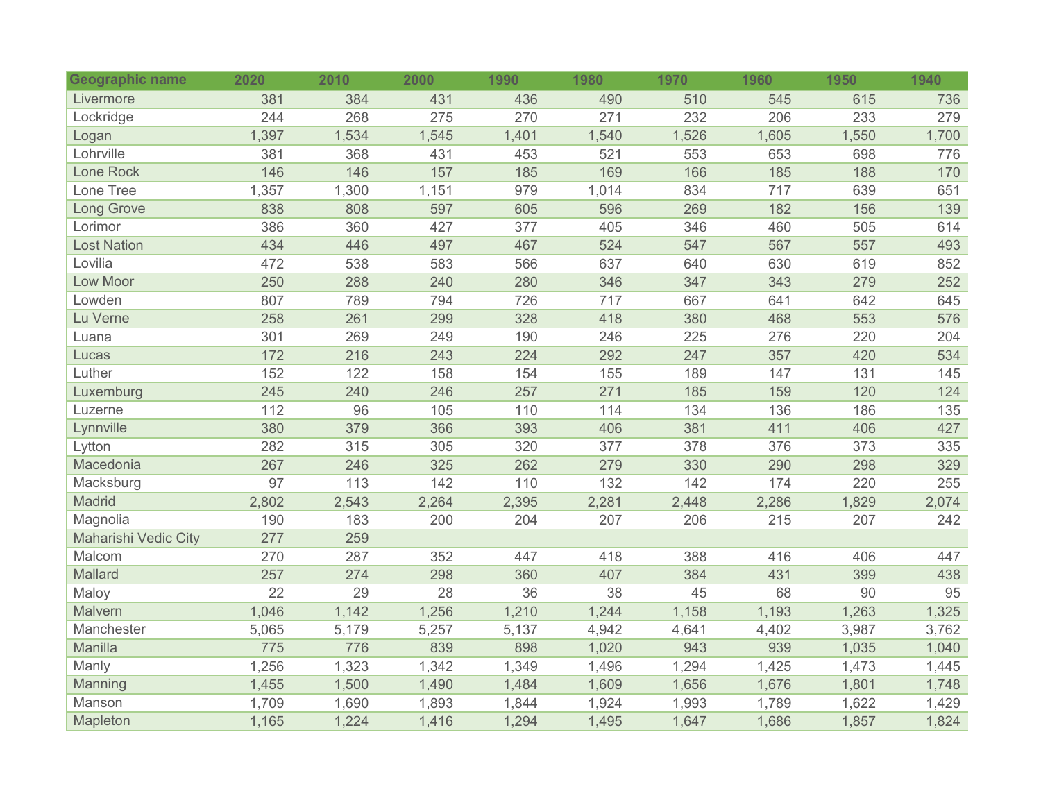| Geographic name | 2020 | 2010 | 2000 | 1990 | 1980 | 1970 | 1960 | 1950 | 1940 |
|---|---|---|---|---|---|---|---|---|---|
| Livermore | 381 | 384 | 431 | 436 | 490 | 510 | 545 | 615 | 736 |
| Lockridge | 244 | 268 | 275 | 270 | 271 | 232 | 206 | 233 | 279 |
| Logan | 1,397 | 1,534 | 1,545 | 1,401 | 1,540 | 1,526 | 1,605 | 1,550 | 1,700 |
| Lohrville | 381 | 368 | 431 | 453 | 521 | 553 | 653 | 698 | 776 |
| Lone Rock | 146 | 146 | 157 | 185 | 169 | 166 | 185 | 188 | 170 |
| Lone Tree | 1,357 | 1,300 | 1,151 | 979 | 1,014 | 834 | 717 | 639 | 651 |
| Long Grove | 838 | 808 | 597 | 605 | 596 | 269 | 182 | 156 | 139 |
| Lorimor | 386 | 360 | 427 | 377 | 405 | 346 | 460 | 505 | 614 |
| Lost Nation | 434 | 446 | 497 | 467 | 524 | 547 | 567 | 557 | 493 |
| Lovilia | 472 | 538 | 583 | 566 | 637 | 640 | 630 | 619 | 852 |
| Low Moor | 250 | 288 | 240 | 280 | 346 | 347 | 343 | 279 | 252 |
| Lowden | 807 | 789 | 794 | 726 | 717 | 667 | 641 | 642 | 645 |
| Lu Verne | 258 | 261 | 299 | 328 | 418 | 380 | 468 | 553 | 576 |
| Luana | 301 | 269 | 249 | 190 | 246 | 225 | 276 | 220 | 204 |
| Lucas | 172 | 216 | 243 | 224 | 292 | 247 | 357 | 420 | 534 |
| Luther | 152 | 122 | 158 | 154 | 155 | 189 | 147 | 131 | 145 |
| Luxemburg | 245 | 240 | 246 | 257 | 271 | 185 | 159 | 120 | 124 |
| Luzerne | 112 | 96 | 105 | 110 | 114 | 134 | 136 | 186 | 135 |
| Lynnville | 380 | 379 | 366 | 393 | 406 | 381 | 411 | 406 | 427 |
| Lytton | 282 | 315 | 305 | 320 | 377 | 378 | 376 | 373 | 335 |
| Macedonia | 267 | 246 | 325 | 262 | 279 | 330 | 290 | 298 | 329 |
| Macksburg | 97 | 113 | 142 | 110 | 132 | 142 | 174 | 220 | 255 |
| Madrid | 2,802 | 2,543 | 2,264 | 2,395 | 2,281 | 2,448 | 2,286 | 1,829 | 2,074 |
| Magnolia | 190 | 183 | 200 | 204 | 207 | 206 | 215 | 207 | 242 |
| Maharishi Vedic City | 277 | 259 | | | | | | | |
| Malcom | 270 | 287 | 352 | 447 | 418 | 388 | 416 | 406 | 447 |
| Mallard | 257 | 274 | 298 | 360 | 407 | 384 | 431 | 399 | 438 |
| Maloy | 22 | 29 | 28 | 36 | 38 | 45 | 68 | 90 | 95 |
| Malvern | 1,046 | 1,142 | 1,256 | 1,210 | 1,244 | 1,158 | 1,193 | 1,263 | 1,325 |
| Manchester | 5,065 | 5,179 | 5,257 | 5,137 | 4,942 | 4,641 | 4,402 | 3,987 | 3,762 |
| Manilla | 775 | 776 | 839 | 898 | 1,020 | 943 | 939 | 1,035 | 1,040 |
| Manly | 1,256 | 1,323 | 1,342 | 1,349 | 1,496 | 1,294 | 1,425 | 1,473 | 1,445 |
| Manning | 1,455 | 1,500 | 1,490 | 1,484 | 1,609 | 1,656 | 1,676 | 1,801 | 1,748 |
| Manson | 1,709 | 1,690 | 1,893 | 1,844 | 1,924 | 1,993 | 1,789 | 1,622 | 1,429 |
| Mapleton | 1,165 | 1,224 | 1,416 | 1,294 | 1,495 | 1,647 | 1,686 | 1,857 | 1,824 |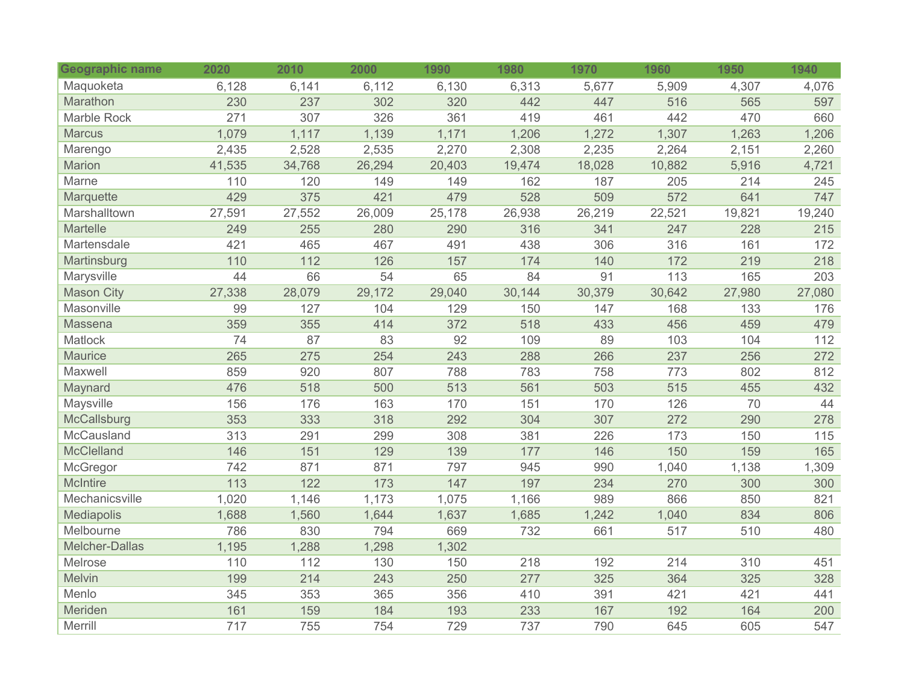| Geographic name | 2020 | 2010 | 2000 | 1990 | 1980 | 1970 | 1960 | 1950 | 1940 |
|---|---|---|---|---|---|---|---|---|---|
| Maquoketa | 6,128 | 6,141 | 6,112 | 6,130 | 6,313 | 5,677 | 5,909 | 4,307 | 4,076 |
| Marathon | 230 | 237 | 302 | 320 | 442 | 447 | 516 | 565 | 597 |
| Marble Rock | 271 | 307 | 326 | 361 | 419 | 461 | 442 | 470 | 660 |
| Marcus | 1,079 | 1,117 | 1,139 | 1,171 | 1,206 | 1,272 | 1,307 | 1,263 | 1,206 |
| Marengo | 2,435 | 2,528 | 2,535 | 2,270 | 2,308 | 2,235 | 2,264 | 2,151 | 2,260 |
| Marion | 41,535 | 34,768 | 26,294 | 20,403 | 19,474 | 18,028 | 10,882 | 5,916 | 4,721 |
| Marne | 110 | 120 | 149 | 149 | 162 | 187 | 205 | 214 | 245 |
| Marquette | 429 | 375 | 421 | 479 | 528 | 509 | 572 | 641 | 747 |
| Marshalltown | 27,591 | 27,552 | 26,009 | 25,178 | 26,938 | 26,219 | 22,521 | 19,821 | 19,240 |
| Martelle | 249 | 255 | 280 | 290 | 316 | 341 | 247 | 228 | 215 |
| Martensdale | 421 | 465 | 467 | 491 | 438 | 306 | 316 | 161 | 172 |
| Martinsburg | 110 | 112 | 126 | 157 | 174 | 140 | 172 | 219 | 218 |
| Marysville | 44 | 66 | 54 | 65 | 84 | 91 | 113 | 165 | 203 |
| Mason City | 27,338 | 28,079 | 29,172 | 29,040 | 30,144 | 30,379 | 30,642 | 27,980 | 27,080 |
| Masonville | 99 | 127 | 104 | 129 | 150 | 147 | 168 | 133 | 176 |
| Massena | 359 | 355 | 414 | 372 | 518 | 433 | 456 | 459 | 479 |
| Matlock | 74 | 87 | 83 | 92 | 109 | 89 | 103 | 104 | 112 |
| Maurice | 265 | 275 | 254 | 243 | 288 | 266 | 237 | 256 | 272 |
| Maxwell | 859 | 920 | 807 | 788 | 783 | 758 | 773 | 802 | 812 |
| Maynard | 476 | 518 | 500 | 513 | 561 | 503 | 515 | 455 | 432 |
| Maysville | 156 | 176 | 163 | 170 | 151 | 170 | 126 | 70 | 44 |
| McCallsburg | 353 | 333 | 318 | 292 | 304 | 307 | 272 | 290 | 278 |
| McCausland | 313 | 291 | 299 | 308 | 381 | 226 | 173 | 150 | 115 |
| McClelland | 146 | 151 | 129 | 139 | 177 | 146 | 150 | 159 | 165 |
| McGregor | 742 | 871 | 871 | 797 | 945 | 990 | 1,040 | 1,138 | 1,309 |
| McIntire | 113 | 122 | 173 | 147 | 197 | 234 | 270 | 300 | 300 |
| Mechanicsville | 1,020 | 1,146 | 1,173 | 1,075 | 1,166 | 989 | 866 | 850 | 821 |
| Mediapolis | 1,688 | 1,560 | 1,644 | 1,637 | 1,685 | 1,242 | 1,040 | 834 | 806 |
| Melbourne | 786 | 830 | 794 | 669 | 732 | 661 | 517 | 510 | 480 |
| Melcher-Dallas | 1,195 | 1,288 | 1,298 | 1,302 | | | | | |
| Melrose | 110 | 112 | 130 | 150 | 218 | 192 | 214 | 310 | 451 |
| Melvin | 199 | 214 | 243 | 250 | 277 | 325 | 364 | 325 | 328 |
| Menlo | 345 | 353 | 365 | 356 | 410 | 391 | 421 | 421 | 441 |
| Meriden | 161 | 159 | 184 | 193 | 233 | 167 | 192 | 164 | 200 |
| Merrill | 717 | 755 | 754 | 729 | 737 | 790 | 645 | 605 | 547 |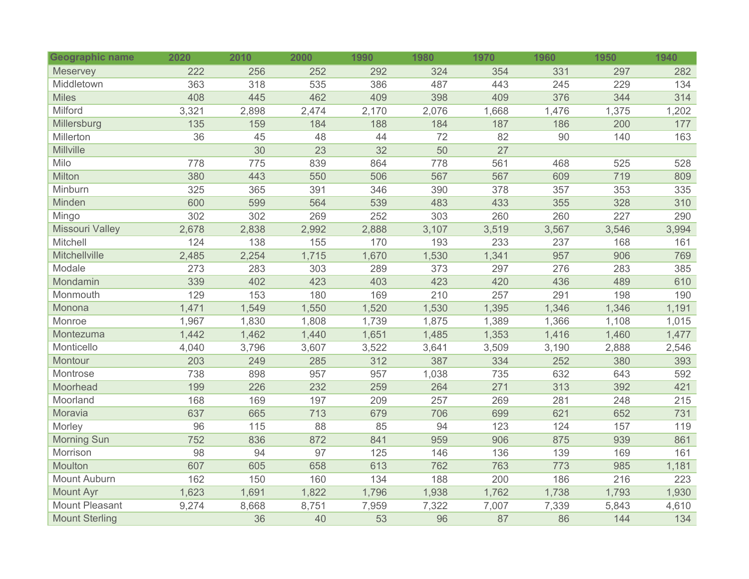| Geographic name | 2020 | 2010 | 2000 | 1990 | 1980 | 1970 | 1960 | 1950 | 1940 |
|---|---|---|---|---|---|---|---|---|---|
| Meservey | 222 | 256 | 252 | 292 | 324 | 354 | 331 | 297 | 282 |
| Middletown | 363 | 318 | 535 | 386 | 487 | 443 | 245 | 229 | 134 |
| Miles | 408 | 445 | 462 | 409 | 398 | 409 | 376 | 344 | 314 |
| Milford | 3,321 | 2,898 | 2,474 | 2,170 | 2,076 | 1,668 | 1,476 | 1,375 | 1,202 |
| Millersburg | 135 | 159 | 184 | 188 | 184 | 187 | 186 | 200 | 177 |
| Millerton | 36 | 45 | 48 | 44 | 72 | 82 | 90 | 140 | 163 |
| Millville | | 30 | 23 | 32 | 50 | 27 | | | |
| Milo | 778 | 775 | 839 | 864 | 778 | 561 | 468 | 525 | 528 |
| Milton | 380 | 443 | 550 | 506 | 567 | 567 | 609 | 719 | 809 |
| Minburn | 325 | 365 | 391 | 346 | 390 | 378 | 357 | 353 | 335 |
| Minden | 600 | 599 | 564 | 539 | 483 | 433 | 355 | 328 | 310 |
| Mingo | 302 | 302 | 269 | 252 | 303 | 260 | 260 | 227 | 290 |
| Missouri Valley | 2,678 | 2,838 | 2,992 | 2,888 | 3,107 | 3,519 | 3,567 | 3,546 | 3,994 |
| Mitchell | 124 | 138 | 155 | 170 | 193 | 233 | 237 | 168 | 161 |
| Mitchellville | 2,485 | 2,254 | 1,715 | 1,670 | 1,530 | 1,341 | 957 | 906 | 769 |
| Modale | 273 | 283 | 303 | 289 | 373 | 297 | 276 | 283 | 385 |
| Mondamin | 339 | 402 | 423 | 403 | 423 | 420 | 436 | 489 | 610 |
| Monmouth | 129 | 153 | 180 | 169 | 210 | 257 | 291 | 198 | 190 |
| Monona | 1,471 | 1,549 | 1,550 | 1,520 | 1,530 | 1,395 | 1,346 | 1,346 | 1,191 |
| Monroe | 1,967 | 1,830 | 1,808 | 1,739 | 1,875 | 1,389 | 1,366 | 1,108 | 1,015 |
| Montezuma | 1,442 | 1,462 | 1,440 | 1,651 | 1,485 | 1,353 | 1,416 | 1,460 | 1,477 |
| Monticello | 4,040 | 3,796 | 3,607 | 3,522 | 3,641 | 3,509 | 3,190 | 2,888 | 2,546 |
| Montour | 203 | 249 | 285 | 312 | 387 | 334 | 252 | 380 | 393 |
| Montrose | 738 | 898 | 957 | 957 | 1,038 | 735 | 632 | 643 | 592 |
| Moorhead | 199 | 226 | 232 | 259 | 264 | 271 | 313 | 392 | 421 |
| Moorland | 168 | 169 | 197 | 209 | 257 | 269 | 281 | 248 | 215 |
| Moravia | 637 | 665 | 713 | 679 | 706 | 699 | 621 | 652 | 731 |
| Morley | 96 | 115 | 88 | 85 | 94 | 123 | 124 | 157 | 119 |
| Morning Sun | 752 | 836 | 872 | 841 | 959 | 906 | 875 | 939 | 861 |
| Morrison | 98 | 94 | 97 | 125 | 146 | 136 | 139 | 169 | 161 |
| Moulton | 607 | 605 | 658 | 613 | 762 | 763 | 773 | 985 | 1,181 |
| Mount Auburn | 162 | 150 | 160 | 134 | 188 | 200 | 186 | 216 | 223 |
| Mount Ayr | 1,623 | 1,691 | 1,822 | 1,796 | 1,938 | 1,762 | 1,738 | 1,793 | 1,930 |
| Mount Pleasant | 9,274 | 8,668 | 8,751 | 7,959 | 7,322 | 7,007 | 7,339 | 5,843 | 4,610 |
| Mount Sterling | | 36 | 40 | 53 | 96 | 87 | 86 | 144 | 134 |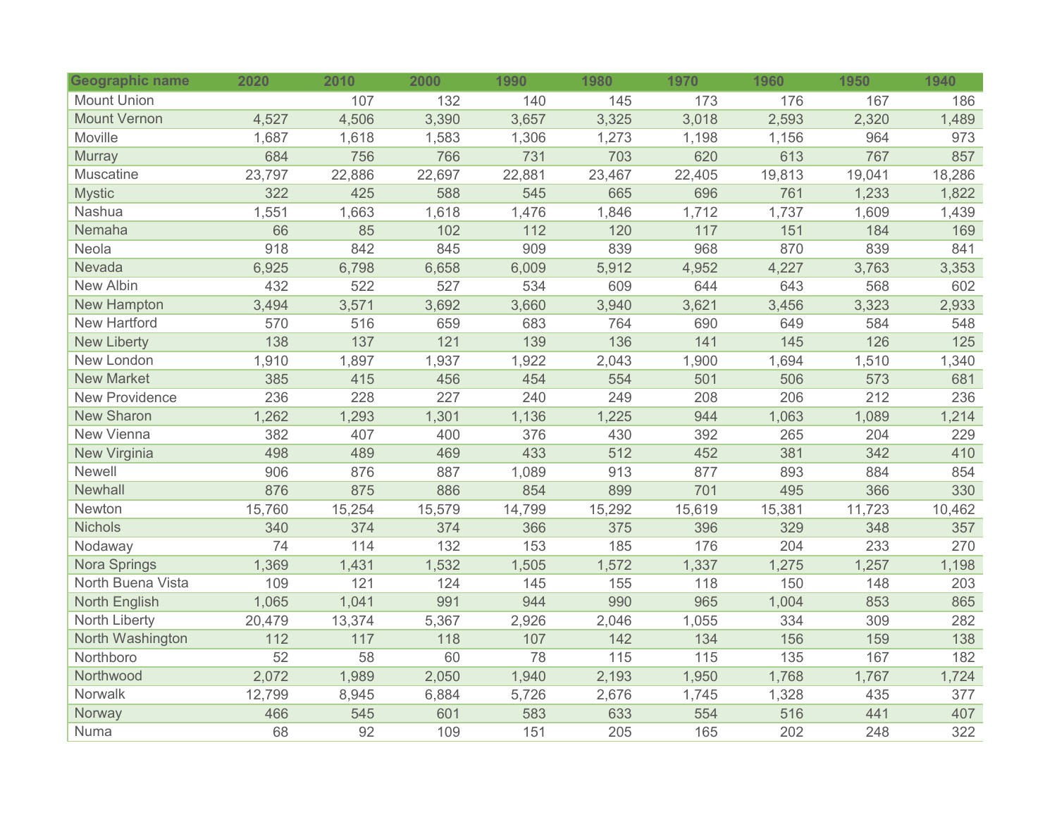| Geographic name | 2020 | 2010 | 2000 | 1990 | 1980 | 1970 | 1960 | 1950 | 1940 |
|---|---|---|---|---|---|---|---|---|---|
| Mount Union | | 107 | 132 | 140 | 145 | 173 | 176 | 167 | 186 |
| Mount Vernon | 4,527 | 4,506 | 3,390 | 3,657 | 3,325 | 3,018 | 2,593 | 2,320 | 1,489 |
| Moville | 1,687 | 1,618 | 1,583 | 1,306 | 1,273 | 1,198 | 1,156 | 964 | 973 |
| Murray | 684 | 756 | 766 | 731 | 703 | 620 | 613 | 767 | 857 |
| Muscatine | 23,797 | 22,886 | 22,697 | 22,881 | 23,467 | 22,405 | 19,813 | 19,041 | 18,286 |
| Mystic | 322 | 425 | 588 | 545 | 665 | 696 | 761 | 1,233 | 1,822 |
| Nashua | 1,551 | 1,663 | 1,618 | 1,476 | 1,846 | 1,712 | 1,737 | 1,609 | 1,439 |
| Nemaha | 66 | 85 | 102 | 112 | 120 | 117 | 151 | 184 | 169 |
| Neola | 918 | 842 | 845 | 909 | 839 | 968 | 870 | 839 | 841 |
| Nevada | 6,925 | 6,798 | 6,658 | 6,009 | 5,912 | 4,952 | 4,227 | 3,763 | 3,353 |
| New Albin | 432 | 522 | 527 | 534 | 609 | 644 | 643 | 568 | 602 |
| New Hampton | 3,494 | 3,571 | 3,692 | 3,660 | 3,940 | 3,621 | 3,456 | 3,323 | 2,933 |
| New Hartford | 570 | 516 | 659 | 683 | 764 | 690 | 649 | 584 | 548 |
| New Liberty | 138 | 137 | 121 | 139 | 136 | 141 | 145 | 126 | 125 |
| New London | 1,910 | 1,897 | 1,937 | 1,922 | 2,043 | 1,900 | 1,694 | 1,510 | 1,340 |
| New Market | 385 | 415 | 456 | 454 | 554 | 501 | 506 | 573 | 681 |
| New Providence | 236 | 228 | 227 | 240 | 249 | 208 | 206 | 212 | 236 |
| New Sharon | 1,262 | 1,293 | 1,301 | 1,136 | 1,225 | 944 | 1,063 | 1,089 | 1,214 |
| New Vienna | 382 | 407 | 400 | 376 | 430 | 392 | 265 | 204 | 229 |
| New Virginia | 498 | 489 | 469 | 433 | 512 | 452 | 381 | 342 | 410 |
| Newell | 906 | 876 | 887 | 1,089 | 913 | 877 | 893 | 884 | 854 |
| Newhall | 876 | 875 | 886 | 854 | 899 | 701 | 495 | 366 | 330 |
| Newton | 15,760 | 15,254 | 15,579 | 14,799 | 15,292 | 15,619 | 15,381 | 11,723 | 10,462 |
| Nichols | 340 | 374 | 374 | 366 | 375 | 396 | 329 | 348 | 357 |
| Nodaway | 74 | 114 | 132 | 153 | 185 | 176 | 204 | 233 | 270 |
| Nora Springs | 1,369 | 1,431 | 1,532 | 1,505 | 1,572 | 1,337 | 1,275 | 1,257 | 1,198 |
| North Buena Vista | 109 | 121 | 124 | 145 | 155 | 118 | 150 | 148 | 203 |
| North English | 1,065 | 1,041 | 991 | 944 | 990 | 965 | 1,004 | 853 | 865 |
| North Liberty | 20,479 | 13,374 | 5,367 | 2,926 | 2,046 | 1,055 | 334 | 309 | 282 |
| North Washington | 112 | 117 | 118 | 107 | 142 | 134 | 156 | 159 | 138 |
| Northboro | 52 | 58 | 60 | 78 | 115 | 115 | 135 | 167 | 182 |
| Northwood | 2,072 | 1,989 | 2,050 | 1,940 | 2,193 | 1,950 | 1,768 | 1,767 | 1,724 |
| Norwalk | 12,799 | 8,945 | 6,884 | 5,726 | 2,676 | 1,745 | 1,328 | 435 | 377 |
| Norway | 466 | 545 | 601 | 583 | 633 | 554 | 516 | 441 | 407 |
| Numa | 68 | 92 | 109 | 151 | 205 | 165 | 202 | 248 | 322 |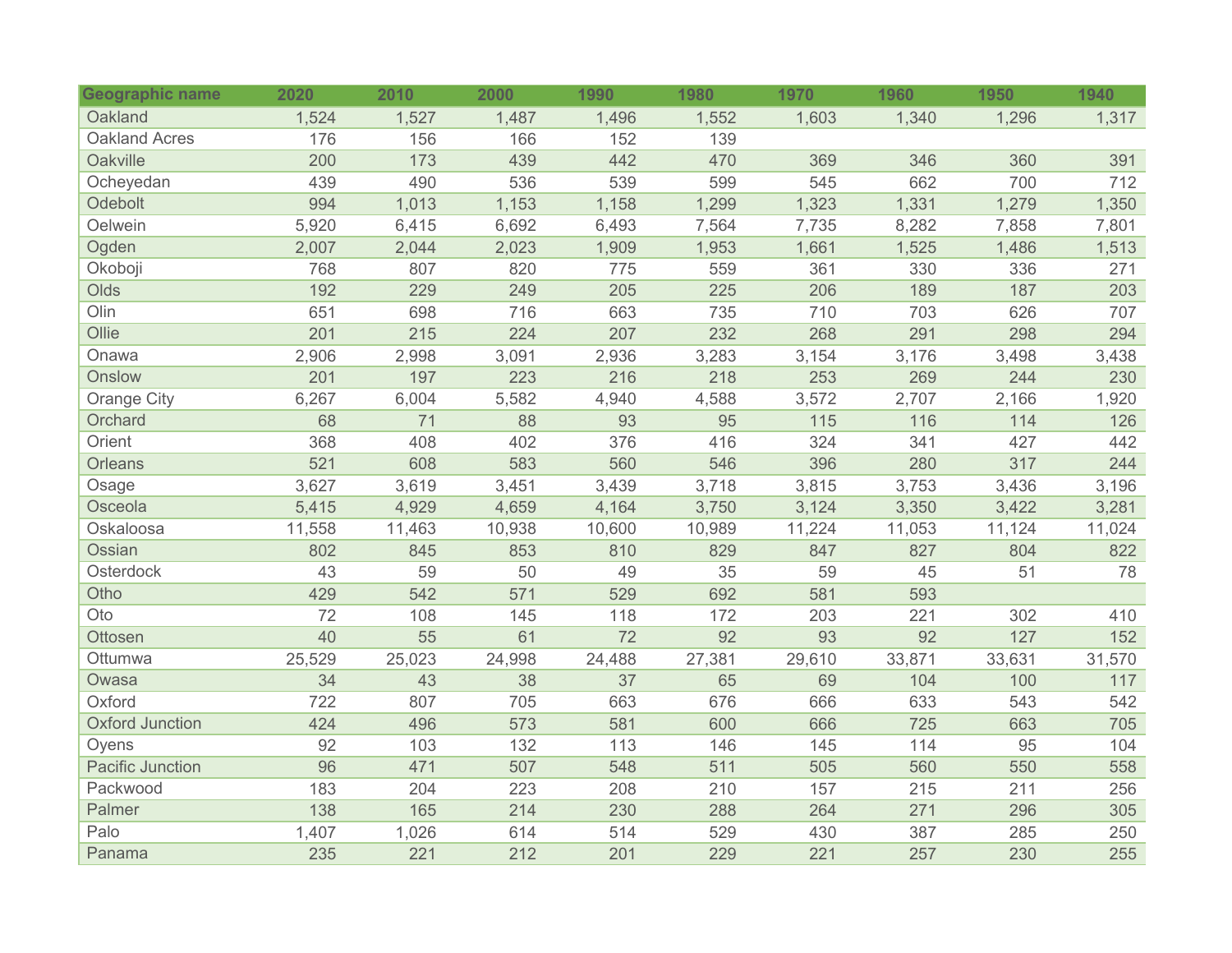| Geographic name | 2020 | 2010 | 2000 | 1990 | 1980 | 1970 | 1960 | 1950 | 1940 |
|---|---|---|---|---|---|---|---|---|---|
| Oakland | 1,524 | 1,527 | 1,487 | 1,496 | 1,552 | 1,603 | 1,340 | 1,296 | 1,317 |
| Oakland Acres | 176 | 156 | 166 | 152 | 139 | | | | |
| Oakville | 200 | 173 | 439 | 442 | 470 | 369 | 346 | 360 | 391 |
| Ocheyedan | 439 | 490 | 536 | 539 | 599 | 545 | 662 | 700 | 712 |
| Odebolt | 994 | 1,013 | 1,153 | 1,158 | 1,299 | 1,323 | 1,331 | 1,279 | 1,350 |
| Oelwein | 5,920 | 6,415 | 6,692 | 6,493 | 7,564 | 7,735 | 8,282 | 7,858 | 7,801 |
| Ogden | 2,007 | 2,044 | 2,023 | 1,909 | 1,953 | 1,661 | 1,525 | 1,486 | 1,513 |
| Okoboji | 768 | 807 | 820 | 775 | 559 | 361 | 330 | 336 | 271 |
| Olds | 192 | 229 | 249 | 205 | 225 | 206 | 189 | 187 | 203 |
| Olin | 651 | 698 | 716 | 663 | 735 | 710 | 703 | 626 | 707 |
| Ollie | 201 | 215 | 224 | 207 | 232 | 268 | 291 | 298 | 294 |
| Onawa | 2,906 | 2,998 | 3,091 | 2,936 | 3,283 | 3,154 | 3,176 | 3,498 | 3,438 |
| Onslow | 201 | 197 | 223 | 216 | 218 | 253 | 269 | 244 | 230 |
| Orange City | 6,267 | 6,004 | 5,582 | 4,940 | 4,588 | 3,572 | 2,707 | 2,166 | 1,920 |
| Orchard | 68 | 71 | 88 | 93 | 95 | 115 | 116 | 114 | 126 |
| Orient | 368 | 408 | 402 | 376 | 416 | 324 | 341 | 427 | 442 |
| Orleans | 521 | 608 | 583 | 560 | 546 | 396 | 280 | 317 | 244 |
| Osage | 3,627 | 3,619 | 3,451 | 3,439 | 3,718 | 3,815 | 3,753 | 3,436 | 3,196 |
| Osceola | 5,415 | 4,929 | 4,659 | 4,164 | 3,750 | 3,124 | 3,350 | 3,422 | 3,281 |
| Oskaloosa | 11,558 | 11,463 | 10,938 | 10,600 | 10,989 | 11,224 | 11,053 | 11,124 | 11,024 |
| Ossian | 802 | 845 | 853 | 810 | 829 | 847 | 827 | 804 | 822 |
| Osterdock | 43 | 59 | 50 | 49 | 35 | 59 | 45 | 51 | 78 |
| Otho | 429 | 542 | 571 | 529 | 692 | 581 | 593 | | |
| Oto | 72 | 108 | 145 | 118 | 172 | 203 | 221 | 302 | 410 |
| Ottosen | 40 | 55 | 61 | 72 | 92 | 93 | 92 | 127 | 152 |
| Ottumwa | 25,529 | 25,023 | 24,998 | 24,488 | 27,381 | 29,610 | 33,871 | 33,631 | 31,570 |
| Owasa | 34 | 43 | 38 | 37 | 65 | 69 | 104 | 100 | 117 |
| Oxford | 722 | 807 | 705 | 663 | 676 | 666 | 633 | 543 | 542 |
| Oxford Junction | 424 | 496 | 573 | 581 | 600 | 666 | 725 | 663 | 705 |
| Oyens | 92 | 103 | 132 | 113 | 146 | 145 | 114 | 95 | 104 |
| Pacific Junction | 96 | 471 | 507 | 548 | 511 | 505 | 560 | 550 | 558 |
| Packwood | 183 | 204 | 223 | 208 | 210 | 157 | 215 | 211 | 256 |
| Palmer | 138 | 165 | 214 | 230 | 288 | 264 | 271 | 296 | 305 |
| Palo | 1,407 | 1,026 | 614 | 514 | 529 | 430 | 387 | 285 | 250 |
| Panama | 235 | 221 | 212 | 201 | 229 | 221 | 257 | 230 | 255 |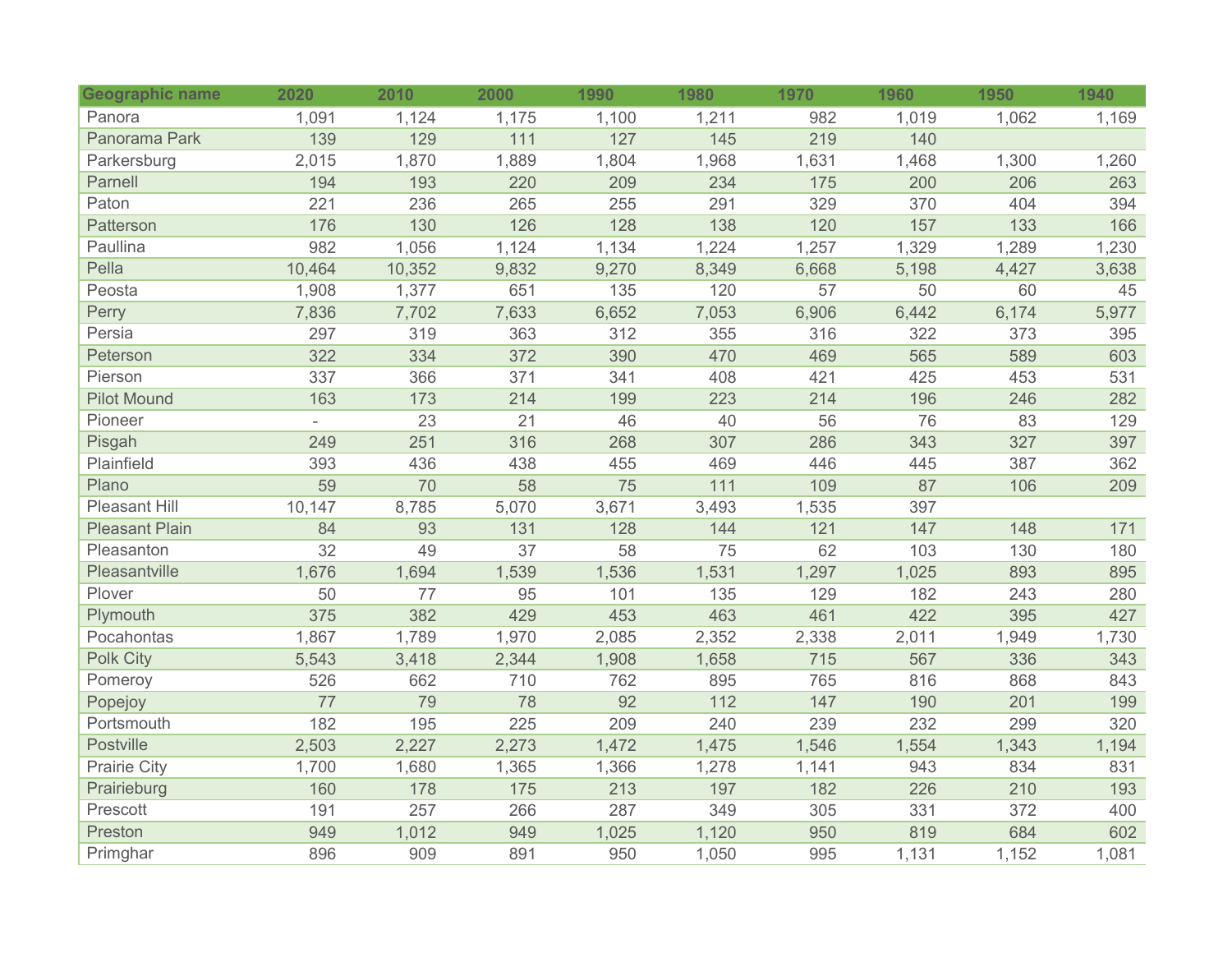| Geographic name | 2020 | 2010 | 2000 | 1990 | 1980 | 1970 | 1960 | 1950 | 1940 |
|---|---|---|---|---|---|---|---|---|---|
| Panora | 1,091 | 1,124 | 1,175 | 1,100 | 1,211 | 982 | 1,019 | 1,062 | 1,169 |
| Panorama Park | 139 | 129 | 111 | 127 | 145 | 219 | 140 | | |
| Parkersburg | 2,015 | 1,870 | 1,889 | 1,804 | 1,968 | 1,631 | 1,468 | 1,300 | 1,260 |
| Parnell | 194 | 193 | 220 | 209 | 234 | 175 | 200 | 206 | 263 |
| Paton | 221 | 236 | 265 | 255 | 291 | 329 | 370 | 404 | 394 |
| Patterson | 176 | 130 | 126 | 128 | 138 | 120 | 157 | 133 | 166 |
| Paullina | 982 | 1,056 | 1,124 | 1,134 | 1,224 | 1,257 | 1,329 | 1,289 | 1,230 |
| Pella | 10,464 | 10,352 | 9,832 | 9,270 | 8,349 | 6,668 | 5,198 | 4,427 | 3,638 |
| Peosta | 1,908 | 1,377 | 651 | 135 | 120 | 57 | 50 | 60 | 45 |
| Perry | 7,836 | 7,702 | 7,633 | 6,652 | 7,053 | 6,906 | 6,442 | 6,174 | 5,977 |
| Persia | 297 | 319 | 363 | 312 | 355 | 316 | 322 | 373 | 395 |
| Peterson | 322 | 334 | 372 | 390 | 470 | 469 | 565 | 589 | 603 |
| Pierson | 337 | 366 | 371 | 341 | 408 | 421 | 425 | 453 | 531 |
| Pilot Mound | 163 | 173 | 214 | 199 | 223 | 214 | 196 | 246 | 282 |
| Pioneer | - | 23 | 21 | 46 | 40 | 56 | 76 | 83 | 129 |
| Pisgah | 249 | 251 | 316 | 268 | 307 | 286 | 343 | 327 | 397 |
| Plainfield | 393 | 436 | 438 | 455 | 469 | 446 | 445 | 387 | 362 |
| Plano | 59 | 70 | 58 | 75 | 111 | 109 | 87 | 106 | 209 |
| Pleasant Hill | 10,147 | 8,785 | 5,070 | 3,671 | 3,493 | 1,535 | 397 | | |
| Pleasant Plain | 84 | 93 | 131 | 128 | 144 | 121 | 147 | 148 | 171 |
| Pleasanton | 32 | 49 | 37 | 58 | 75 | 62 | 103 | 130 | 180 |
| Pleasantville | 1,676 | 1,694 | 1,539 | 1,536 | 1,531 | 1,297 | 1,025 | 893 | 895 |
| Plover | 50 | 77 | 95 | 101 | 135 | 129 | 182 | 243 | 280 |
| Plymouth | 375 | 382 | 429 | 453 | 463 | 461 | 422 | 395 | 427 |
| Pocahontas | 1,867 | 1,789 | 1,970 | 2,085 | 2,352 | 2,338 | 2,011 | 1,949 | 1,730 |
| Polk City | 5,543 | 3,418 | 2,344 | 1,908 | 1,658 | 715 | 567 | 336 | 343 |
| Pomeroy | 526 | 662 | 710 | 762 | 895 | 765 | 816 | 868 | 843 |
| Popejoy | 77 | 79 | 78 | 92 | 112 | 147 | 190 | 201 | 199 |
| Portsmouth | 182 | 195 | 225 | 209 | 240 | 239 | 232 | 299 | 320 |
| Postville | 2,503 | 2,227 | 2,273 | 1,472 | 1,475 | 1,546 | 1,554 | 1,343 | 1,194 |
| Prairie City | 1,700 | 1,680 | 1,365 | 1,366 | 1,278 | 1,141 | 943 | 834 | 831 |
| Prairieburg | 160 | 178 | 175 | 213 | 197 | 182 | 226 | 210 | 193 |
| Prescott | 191 | 257 | 266 | 287 | 349 | 305 | 331 | 372 | 400 |
| Preston | 949 | 1,012 | 949 | 1,025 | 1,120 | 950 | 819 | 684 | 602 |
| Primghar | 896 | 909 | 891 | 950 | 1,050 | 995 | 1,131 | 1,152 | 1,081 |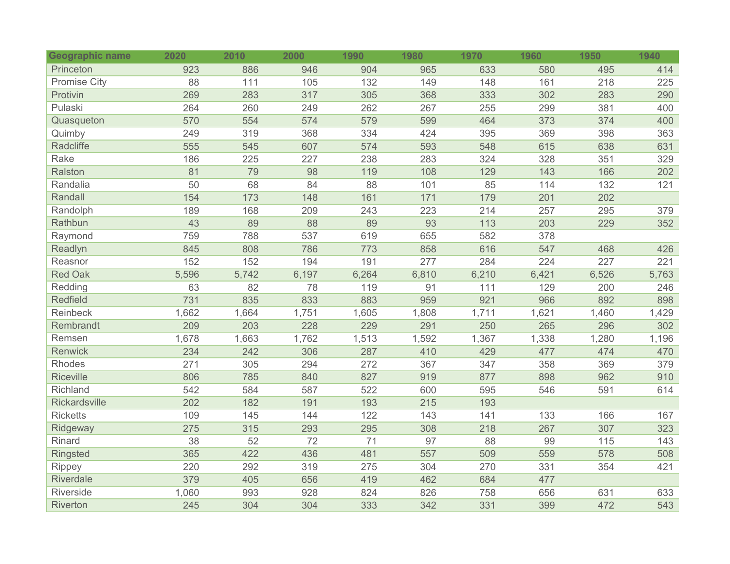| Geographic name | 2020 | 2010 | 2000 | 1990 | 1980 | 1970 | 1960 | 1950 | 1940 |
|---|---|---|---|---|---|---|---|---|---|
| Princeton | 923 | 886 | 946 | 904 | 965 | 633 | 580 | 495 | 414 |
| Promise City | 88 | 111 | 105 | 132 | 149 | 148 | 161 | 218 | 225 |
| Protivin | 269 | 283 | 317 | 305 | 368 | 333 | 302 | 283 | 290 |
| Pulaski | 264 | 260 | 249 | 262 | 267 | 255 | 299 | 381 | 400 |
| Quasqueton | 570 | 554 | 574 | 579 | 599 | 464 | 373 | 374 | 400 |
| Quimby | 249 | 319 | 368 | 334 | 424 | 395 | 369 | 398 | 363 |
| Radcliffe | 555 | 545 | 607 | 574 | 593 | 548 | 615 | 638 | 631 |
| Rake | 186 | 225 | 227 | 238 | 283 | 324 | 328 | 351 | 329 |
| Ralston | 81 | 79 | 98 | 119 | 108 | 129 | 143 | 166 | 202 |
| Randalia | 50 | 68 | 84 | 88 | 101 | 85 | 114 | 132 | 121 |
| Randall | 154 | 173 | 148 | 161 | 171 | 179 | 201 | 202 | |
| Randolph | 189 | 168 | 209 | 243 | 223 | 214 | 257 | 295 | 379 |
| Rathbun | 43 | 89 | 88 | 89 | 93 | 113 | 203 | 229 | 352 |
| Raymond | 759 | 788 | 537 | 619 | 655 | 582 | 378 | | |
| Readlyn | 845 | 808 | 786 | 773 | 858 | 616 | 547 | 468 | 426 |
| Reasnor | 152 | 152 | 194 | 191 | 277 | 284 | 224 | 227 | 221 |
| Red Oak | 5,596 | 5,742 | 6,197 | 6,264 | 6,810 | 6,210 | 6,421 | 6,526 | 5,763 |
| Redding | 63 | 82 | 78 | 119 | 91 | 111 | 129 | 200 | 246 |
| Redfield | 731 | 835 | 833 | 883 | 959 | 921 | 966 | 892 | 898 |
| Reinbeck | 1,662 | 1,664 | 1,751 | 1,605 | 1,808 | 1,711 | 1,621 | 1,460 | 1,429 |
| Rembrandt | 209 | 203 | 228 | 229 | 291 | 250 | 265 | 296 | 302 |
| Remsen | 1,678 | 1,663 | 1,762 | 1,513 | 1,592 | 1,367 | 1,338 | 1,280 | 1,196 |
| Renwick | 234 | 242 | 306 | 287 | 410 | 429 | 477 | 474 | 470 |
| Rhodes | 271 | 305 | 294 | 272 | 367 | 347 | 358 | 369 | 379 |
| Riceville | 806 | 785 | 840 | 827 | 919 | 877 | 898 | 962 | 910 |
| Richland | 542 | 584 | 587 | 522 | 600 | 595 | 546 | 591 | 614 |
| Rickardsville | 202 | 182 | 191 | 193 | 215 | 193 | | | |
| Ricketts | 109 | 145 | 144 | 122 | 143 | 141 | 133 | 166 | 167 |
| Ridgeway | 275 | 315 | 293 | 295 | 308 | 218 | 267 | 307 | 323 |
| Rinard | 38 | 52 | 72 | 71 | 97 | 88 | 99 | 115 | 143 |
| Ringsted | 365 | 422 | 436 | 481 | 557 | 509 | 559 | 578 | 508 |
| Rippey | 220 | 292 | 319 | 275 | 304 | 270 | 331 | 354 | 421 |
| Riverdale | 379 | 405 | 656 | 419 | 462 | 684 | 477 | | |
| Riverside | 1,060 | 993 | 928 | 824 | 826 | 758 | 656 | 631 | 633 |
| Riverton | 245 | 304 | 304 | 333 | 342 | 331 | 399 | 472 | 543 |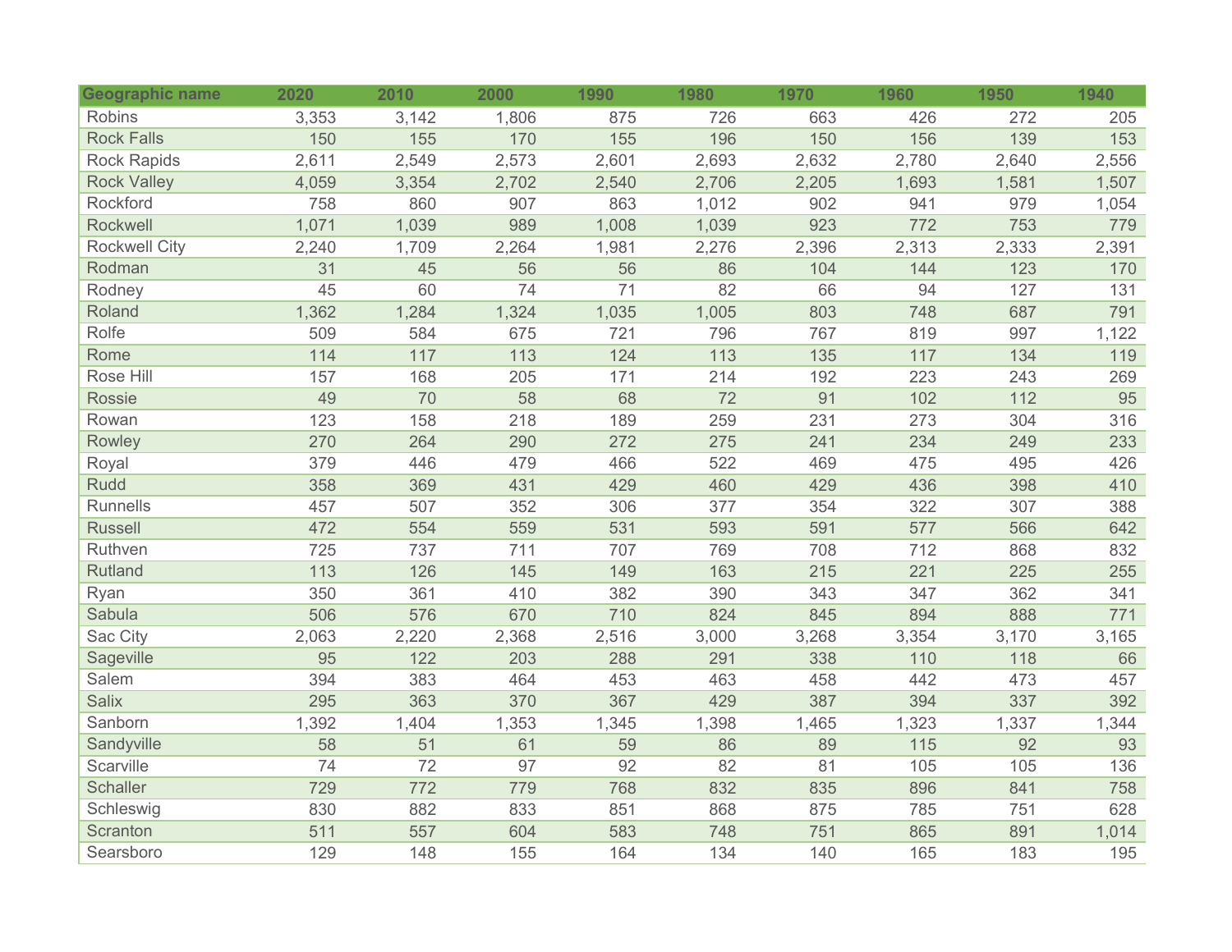| Geographic name | 2020 | 2010 | 2000 | 1990 | 1980 | 1970 | 1960 | 1950 | 1940 |
|---|---|---|---|---|---|---|---|---|---|
| Robins | 3,353 | 3,142 | 1,806 | 875 | 726 | 663 | 426 | 272 | 205 |
| Rock Falls | 150 | 155 | 170 | 155 | 196 | 150 | 156 | 139 | 153 |
| Rock Rapids | 2,611 | 2,549 | 2,573 | 2,601 | 2,693 | 2,632 | 2,780 | 2,640 | 2,556 |
| Rock Valley | 4,059 | 3,354 | 2,702 | 2,540 | 2,706 | 2,205 | 1,693 | 1,581 | 1,507 |
| Rockford | 758 | 860 | 907 | 863 | 1,012 | 902 | 941 | 979 | 1,054 |
| Rockwell | 1,071 | 1,039 | 989 | 1,008 | 1,039 | 923 | 772 | 753 | 779 |
| Rockwell City | 2,240 | 1,709 | 2,264 | 1,981 | 2,276 | 2,396 | 2,313 | 2,333 | 2,391 |
| Rodman | 31 | 45 | 56 | 56 | 86 | 104 | 144 | 123 | 170 |
| Rodney | 45 | 60 | 74 | 71 | 82 | 66 | 94 | 127 | 131 |
| Roland | 1,362 | 1,284 | 1,324 | 1,035 | 1,005 | 803 | 748 | 687 | 791 |
| Rolfe | 509 | 584 | 675 | 721 | 796 | 767 | 819 | 997 | 1,122 |
| Rome | 114 | 117 | 113 | 124 | 113 | 135 | 117 | 134 | 119 |
| Rose Hill | 157 | 168 | 205 | 171 | 214 | 192 | 223 | 243 | 269 |
| Rossie | 49 | 70 | 58 | 68 | 72 | 91 | 102 | 112 | 95 |
| Rowan | 123 | 158 | 218 | 189 | 259 | 231 | 273 | 304 | 316 |
| Rowley | 270 | 264 | 290 | 272 | 275 | 241 | 234 | 249 | 233 |
| Royal | 379 | 446 | 479 | 466 | 522 | 469 | 475 | 495 | 426 |
| Rudd | 358 | 369 | 431 | 429 | 460 | 429 | 436 | 398 | 410 |
| Runnells | 457 | 507 | 352 | 306 | 377 | 354 | 322 | 307 | 388 |
| Russell | 472 | 554 | 559 | 531 | 593 | 591 | 577 | 566 | 642 |
| Ruthven | 725 | 737 | 711 | 707 | 769 | 708 | 712 | 868 | 832 |
| Rutland | 113 | 126 | 145 | 149 | 163 | 215 | 221 | 225 | 255 |
| Ryan | 350 | 361 | 410 | 382 | 390 | 343 | 347 | 362 | 341 |
| Sabula | 506 | 576 | 670 | 710 | 824 | 845 | 894 | 888 | 771 |
| Sac City | 2,063 | 2,220 | 2,368 | 2,516 | 3,000 | 3,268 | 3,354 | 3,170 | 3,165 |
| Sageville | 95 | 122 | 203 | 288 | 291 | 338 | 110 | 118 | 66 |
| Salem | 394 | 383 | 464 | 453 | 463 | 458 | 442 | 473 | 457 |
| Salix | 295 | 363 | 370 | 367 | 429 | 387 | 394 | 337 | 392 |
| Sanborn | 1,392 | 1,404 | 1,353 | 1,345 | 1,398 | 1,465 | 1,323 | 1,337 | 1,344 |
| Sandyville | 58 | 51 | 61 | 59 | 86 | 89 | 115 | 92 | 93 |
| Scarville | 74 | 72 | 97 | 92 | 82 | 81 | 105 | 105 | 136 |
| Schaller | 729 | 772 | 779 | 768 | 832 | 835 | 896 | 841 | 758 |
| Schleswig | 830 | 882 | 833 | 851 | 868 | 875 | 785 | 751 | 628 |
| Scranton | 511 | 557 | 604 | 583 | 748 | 751 | 865 | 891 | 1,014 |
| Searsboro | 129 | 148 | 155 | 164 | 134 | 140 | 165 | 183 | 195 |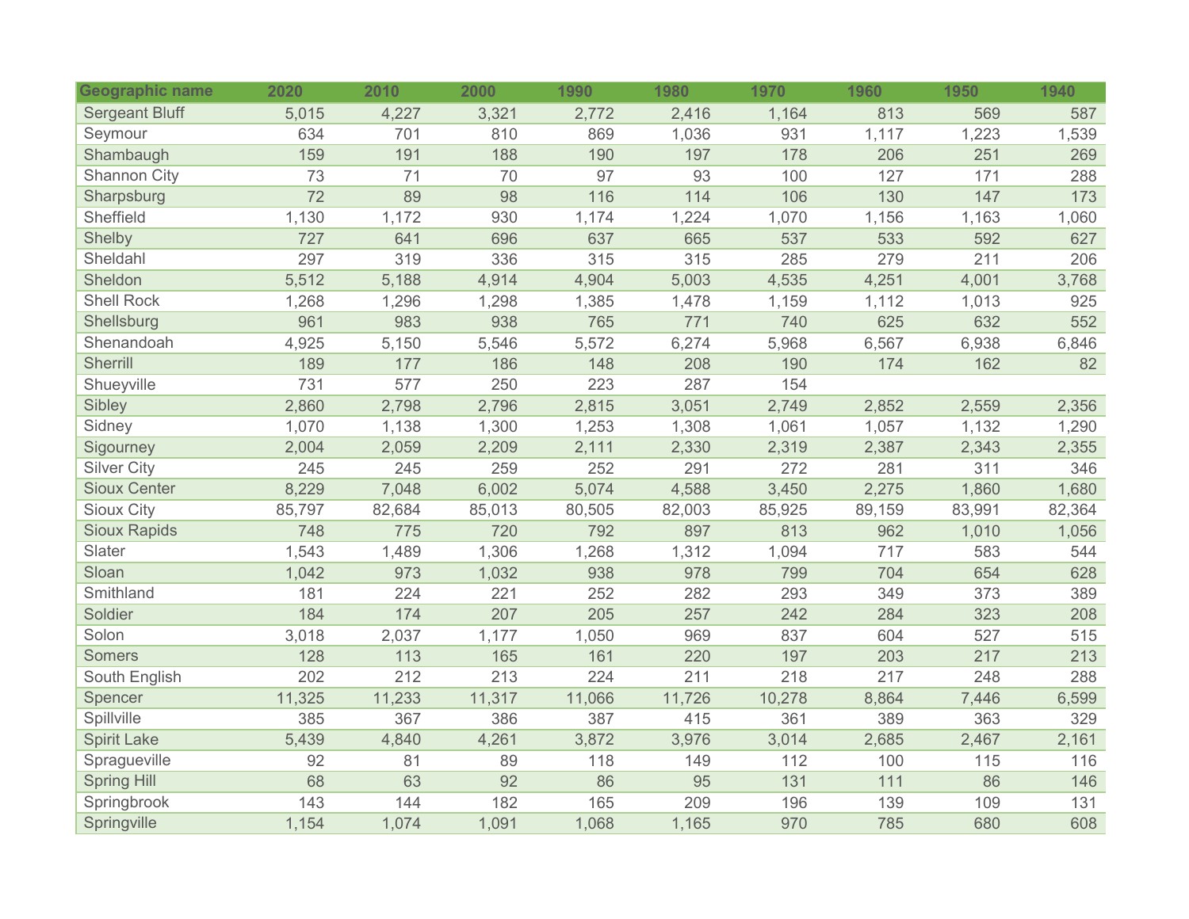| Geographic name | 2020 | 2010 | 2000 | 1990 | 1980 | 1970 | 1960 | 1950 | 1940 |
|---|---|---|---|---|---|---|---|---|---|
| Sergeant Bluff | 5,015 | 4,227 | 3,321 | 2,772 | 2,416 | 1,164 | 813 | 569 | 587 |
| Seymour | 634 | 701 | 810 | 869 | 1,036 | 931 | 1,117 | 1,223 | 1,539 |
| Shambaugh | 159 | 191 | 188 | 190 | 197 | 178 | 206 | 251 | 269 |
| Shannon City | 73 | 71 | 70 | 97 | 93 | 100 | 127 | 171 | 288 |
| Sharpsburg | 72 | 89 | 98 | 116 | 114 | 106 | 130 | 147 | 173 |
| Sheffield | 1,130 | 1,172 | 930 | 1,174 | 1,224 | 1,070 | 1,156 | 1,163 | 1,060 |
| Shelby | 727 | 641 | 696 | 637 | 665 | 537 | 533 | 592 | 627 |
| Sheldahl | 297 | 319 | 336 | 315 | 315 | 285 | 279 | 211 | 206 |
| Sheldon | 5,512 | 5,188 | 4,914 | 4,904 | 5,003 | 4,535 | 4,251 | 4,001 | 3,768 |
| Shell Rock | 1,268 | 1,296 | 1,298 | 1,385 | 1,478 | 1,159 | 1,112 | 1,013 | 925 |
| Shellsburg | 961 | 983 | 938 | 765 | 771 | 740 | 625 | 632 | 552 |
| Shenandoah | 4,925 | 5,150 | 5,546 | 5,572 | 6,274 | 5,968 | 6,567 | 6,938 | 6,846 |
| Sherrill | 189 | 177 | 186 | 148 | 208 | 190 | 174 | 162 | 82 |
| Shueyville | 731 | 577 | 250 | 223 | 287 | 154 | | | |
| Sibley | 2,860 | 2,798 | 2,796 | 2,815 | 3,051 | 2,749 | 2,852 | 2,559 | 2,356 |
| Sidney | 1,070 | 1,138 | 1,300 | 1,253 | 1,308 | 1,061 | 1,057 | 1,132 | 1,290 |
| Sigourney | 2,004 | 2,059 | 2,209 | 2,111 | 2,330 | 2,319 | 2,387 | 2,343 | 2,355 |
| Silver City | 245 | 245 | 259 | 252 | 291 | 272 | 281 | 311 | 346 |
| Sioux Center | 8,229 | 7,048 | 6,002 | 5,074 | 4,588 | 3,450 | 2,275 | 1,860 | 1,680 |
| Sioux City | 85,797 | 82,684 | 85,013 | 80,505 | 82,003 | 85,925 | 89,159 | 83,991 | 82,364 |
| Sioux Rapids | 748 | 775 | 720 | 792 | 897 | 813 | 962 | 1,010 | 1,056 |
| Slater | 1,543 | 1,489 | 1,306 | 1,268 | 1,312 | 1,094 | 717 | 583 | 544 |
| Sloan | 1,042 | 973 | 1,032 | 938 | 978 | 799 | 704 | 654 | 628 |
| Smithland | 181 | 224 | 221 | 252 | 282 | 293 | 349 | 373 | 389 |
| Soldier | 184 | 174 | 207 | 205 | 257 | 242 | 284 | 323 | 208 |
| Solon | 3,018 | 2,037 | 1,177 | 1,050 | 969 | 837 | 604 | 527 | 515 |
| Somers | 128 | 113 | 165 | 161 | 220 | 197 | 203 | 217 | 213 |
| South English | 202 | 212 | 213 | 224 | 211 | 218 | 217 | 248 | 288 |
| Spencer | 11,325 | 11,233 | 11,317 | 11,066 | 11,726 | 10,278 | 8,864 | 7,446 | 6,599 |
| Spillville | 385 | 367 | 386 | 387 | 415 | 361 | 389 | 363 | 329 |
| Spirit Lake | 5,439 | 4,840 | 4,261 | 3,872 | 3,976 | 3,014 | 2,685 | 2,467 | 2,161 |
| Spragueville | 92 | 81 | 89 | 118 | 149 | 112 | 100 | 115 | 116 |
| Spring Hill | 68 | 63 | 92 | 86 | 95 | 131 | 111 | 86 | 146 |
| Springbrook | 143 | 144 | 182 | 165 | 209 | 196 | 139 | 109 | 131 |
| Springville | 1,154 | 1,074 | 1,091 | 1,068 | 1,165 | 970 | 785 | 680 | 608 |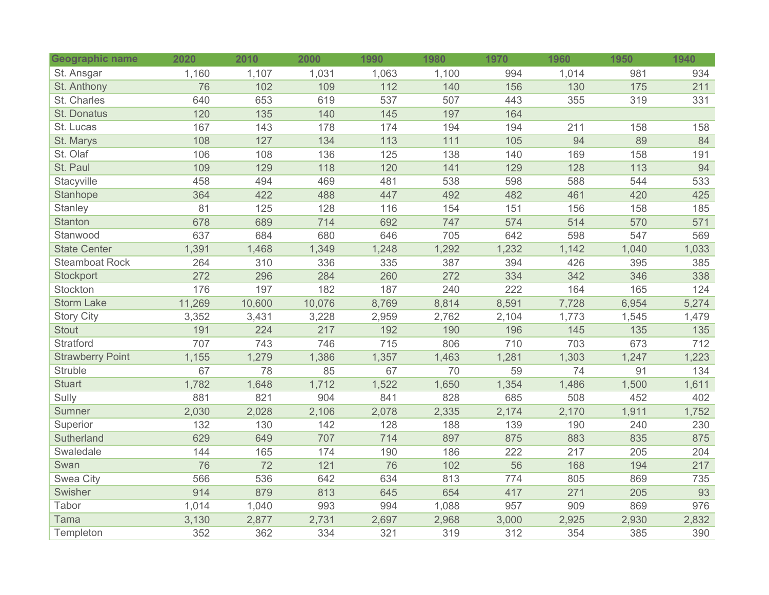| Geographic name | 2020 | 2010 | 2000 | 1990 | 1980 | 1970 | 1960 | 1950 | 1940 |
|---|---|---|---|---|---|---|---|---|---|
| St. Ansgar | 1,160 | 1,107 | 1,031 | 1,063 | 1,100 | 994 | 1,014 | 981 | 934 |
| St. Anthony | 76 | 102 | 109 | 112 | 140 | 156 | 130 | 175 | 211 |
| St. Charles | 640 | 653 | 619 | 537 | 507 | 443 | 355 | 319 | 331 |
| St. Donatus | 120 | 135 | 140 | 145 | 197 | 164 | | | |
| St. Lucas | 167 | 143 | 178 | 174 | 194 | 194 | 211 | 158 | 158 |
| St. Marys | 108 | 127 | 134 | 113 | 111 | 105 | 94 | 89 | 84 |
| St. Olaf | 106 | 108 | 136 | 125 | 138 | 140 | 169 | 158 | 191 |
| St. Paul | 109 | 129 | 118 | 120 | 141 | 129 | 128 | 113 | 94 |
| Stacyville | 458 | 494 | 469 | 481 | 538 | 598 | 588 | 544 | 533 |
| Stanhope | 364 | 422 | 488 | 447 | 492 | 482 | 461 | 420 | 425 |
| Stanley | 81 | 125 | 128 | 116 | 154 | 151 | 156 | 158 | 185 |
| Stanton | 678 | 689 | 714 | 692 | 747 | 574 | 514 | 570 | 571 |
| Stanwood | 637 | 684 | 680 | 646 | 705 | 642 | 598 | 547 | 569 |
| State Center | 1,391 | 1,468 | 1,349 | 1,248 | 1,292 | 1,232 | 1,142 | 1,040 | 1,033 |
| Steamboat Rock | 264 | 310 | 336 | 335 | 387 | 394 | 426 | 395 | 385 |
| Stockport | 272 | 296 | 284 | 260 | 272 | 334 | 342 | 346 | 338 |
| Stockton | 176 | 197 | 182 | 187 | 240 | 222 | 164 | 165 | 124 |
| Storm Lake | 11,269 | 10,600 | 10,076 | 8,769 | 8,814 | 8,591 | 7,728 | 6,954 | 5,274 |
| Story City | 3,352 | 3,431 | 3,228 | 2,959 | 2,762 | 2,104 | 1,773 | 1,545 | 1,479 |
| Stout | 191 | 224 | 217 | 192 | 190 | 196 | 145 | 135 | 135 |
| Stratford | 707 | 743 | 746 | 715 | 806 | 710 | 703 | 673 | 712 |
| Strawberry Point | 1,155 | 1,279 | 1,386 | 1,357 | 1,463 | 1,281 | 1,303 | 1,247 | 1,223 |
| Struble | 67 | 78 | 85 | 67 | 70 | 59 | 74 | 91 | 134 |
| Stuart | 1,782 | 1,648 | 1,712 | 1,522 | 1,650 | 1,354 | 1,486 | 1,500 | 1,611 |
| Sully | 881 | 821 | 904 | 841 | 828 | 685 | 508 | 452 | 402 |
| Sumner | 2,030 | 2,028 | 2,106 | 2,078 | 2,335 | 2,174 | 2,170 | 1,911 | 1,752 |
| Superior | 132 | 130 | 142 | 128 | 188 | 139 | 190 | 240 | 230 |
| Sutherland | 629 | 649 | 707 | 714 | 897 | 875 | 883 | 835 | 875 |
| Swaledale | 144 | 165 | 174 | 190 | 186 | 222 | 217 | 205 | 204 |
| Swan | 76 | 72 | 121 | 76 | 102 | 56 | 168 | 194 | 217 |
| Swea City | 566 | 536 | 642 | 634 | 813 | 774 | 805 | 869 | 735 |
| Swisher | 914 | 879 | 813 | 645 | 654 | 417 | 271 | 205 | 93 |
| Tabor | 1,014 | 1,040 | 993 | 994 | 1,088 | 957 | 909 | 869 | 976 |
| Tama | 3,130 | 2,877 | 2,731 | 2,697 | 2,968 | 3,000 | 2,925 | 2,930 | 2,832 |
| Templeton | 352 | 362 | 334 | 321 | 319 | 312 | 354 | 385 | 390 |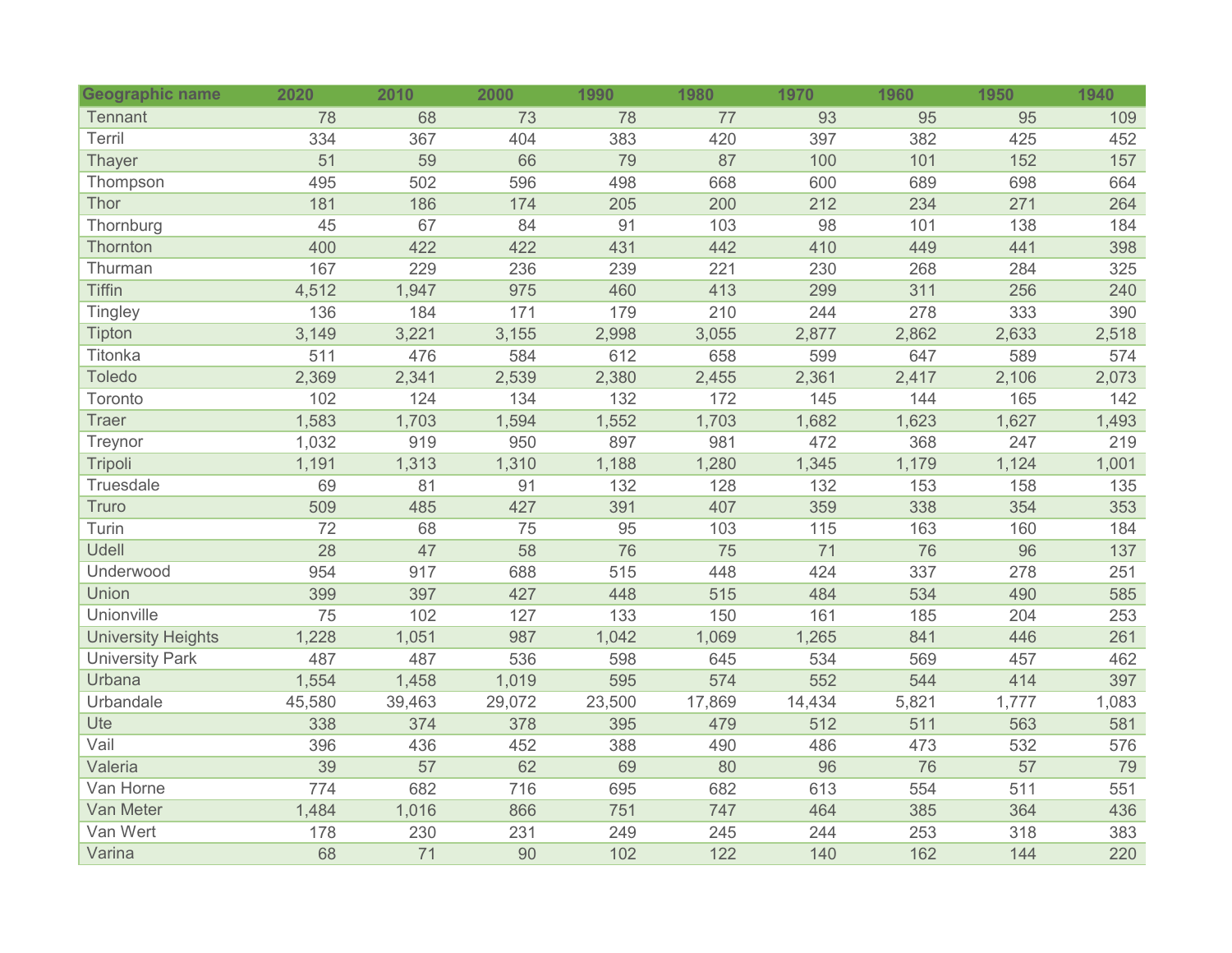| Geographic name | 2020 | 2010 | 2000 | 1990 | 1980 | 1970 | 1960 | 1950 | 1940 |
|---|---|---|---|---|---|---|---|---|---|
| Tennant | 78 | 68 | 73 | 78 | 77 | 93 | 95 | 95 | 109 |
| Terril | 334 | 367 | 404 | 383 | 420 | 397 | 382 | 425 | 452 |
| Thayer | 51 | 59 | 66 | 79 | 87 | 100 | 101 | 152 | 157 |
| Thompson | 495 | 502 | 596 | 498 | 668 | 600 | 689 | 698 | 664 |
| Thor | 181 | 186 | 174 | 205 | 200 | 212 | 234 | 271 | 264 |
| Thornburg | 45 | 67 | 84 | 91 | 103 | 98 | 101 | 138 | 184 |
| Thornton | 400 | 422 | 422 | 431 | 442 | 410 | 449 | 441 | 398 |
| Thurman | 167 | 229 | 236 | 239 | 221 | 230 | 268 | 284 | 325 |
| Tiffin | 4,512 | 1,947 | 975 | 460 | 413 | 299 | 311 | 256 | 240 |
| Tingley | 136 | 184 | 171 | 179 | 210 | 244 | 278 | 333 | 390 |
| Tipton | 3,149 | 3,221 | 3,155 | 2,998 | 3,055 | 2,877 | 2,862 | 2,633 | 2,518 |
| Titonka | 511 | 476 | 584 | 612 | 658 | 599 | 647 | 589 | 574 |
| Toledo | 2,369 | 2,341 | 2,539 | 2,380 | 2,455 | 2,361 | 2,417 | 2,106 | 2,073 |
| Toronto | 102 | 124 | 134 | 132 | 172 | 145 | 144 | 165 | 142 |
| Traer | 1,583 | 1,703 | 1,594 | 1,552 | 1,703 | 1,682 | 1,623 | 1,627 | 1,493 |
| Treynor | 1,032 | 919 | 950 | 897 | 981 | 472 | 368 | 247 | 219 |
| Tripoli | 1,191 | 1,313 | 1,310 | 1,188 | 1,280 | 1,345 | 1,179 | 1,124 | 1,001 |
| Truesdale | 69 | 81 | 91 | 132 | 128 | 132 | 153 | 158 | 135 |
| Truro | 509 | 485 | 427 | 391 | 407 | 359 | 338 | 354 | 353 |
| Turin | 72 | 68 | 75 | 95 | 103 | 115 | 163 | 160 | 184 |
| Udell | 28 | 47 | 58 | 76 | 75 | 71 | 76 | 96 | 137 |
| Underwood | 954 | 917 | 688 | 515 | 448 | 424 | 337 | 278 | 251 |
| Union | 399 | 397 | 427 | 448 | 515 | 484 | 534 | 490 | 585 |
| Unionville | 75 | 102 | 127 | 133 | 150 | 161 | 185 | 204 | 253 |
| University Heights | 1,228 | 1,051 | 987 | 1,042 | 1,069 | 1,265 | 841 | 446 | 261 |
| University Park | 487 | 487 | 536 | 598 | 645 | 534 | 569 | 457 | 462 |
| Urbana | 1,554 | 1,458 | 1,019 | 595 | 574 | 552 | 544 | 414 | 397 |
| Urbandale | 45,580 | 39,463 | 29,072 | 23,500 | 17,869 | 14,434 | 5,821 | 1,777 | 1,083 |
| Ute | 338 | 374 | 378 | 395 | 479 | 512 | 511 | 563 | 581 |
| Vail | 396 | 436 | 452 | 388 | 490 | 486 | 473 | 532 | 576 |
| Valeria | 39 | 57 | 62 | 69 | 80 | 96 | 76 | 57 | 79 |
| Van Horne | 774 | 682 | 716 | 695 | 682 | 613 | 554 | 511 | 551 |
| Van Meter | 1,484 | 1,016 | 866 | 751 | 747 | 464 | 385 | 364 | 436 |
| Van Wert | 178 | 230 | 231 | 249 | 245 | 244 | 253 | 318 | 383 |
| Varina | 68 | 71 | 90 | 102 | 122 | 140 | 162 | 144 | 220 |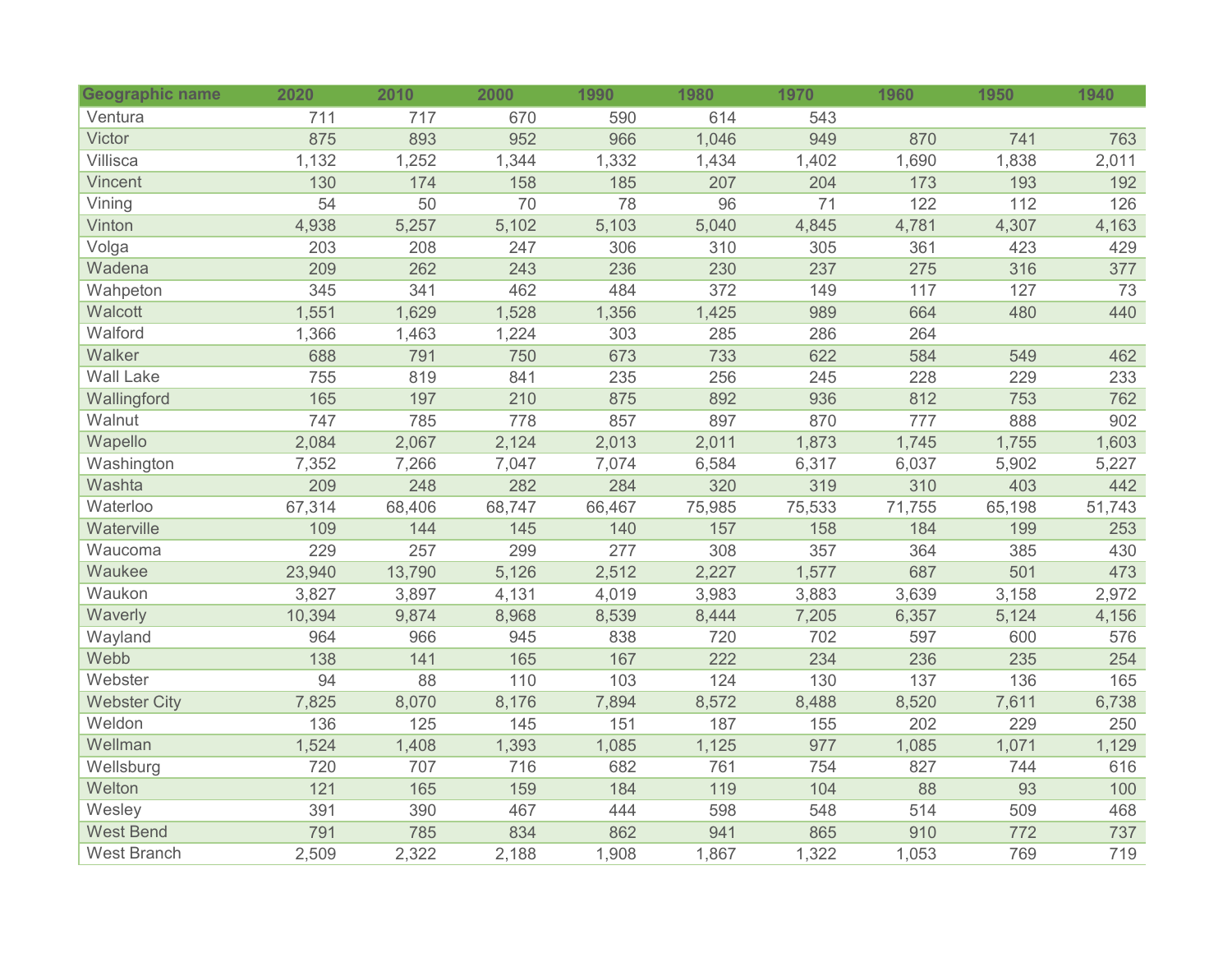| Geographic name | 2020 | 2010 | 2000 | 1990 | 1980 | 1970 | 1960 | 1950 | 1940 |
|---|---|---|---|---|---|---|---|---|---|
| Ventura | 711 | 717 | 670 | 590 | 614 | 543 | | | |
| Victor | 875 | 893 | 952 | 966 | 1,046 | 949 | 870 | 741 | 763 |
| Villisca | 1,132 | 1,252 | 1,344 | 1,332 | 1,434 | 1,402 | 1,690 | 1,838 | 2,011 |
| Vincent | 130 | 174 | 158 | 185 | 207 | 204 | 173 | 193 | 192 |
| Vining | 54 | 50 | 70 | 78 | 96 | 71 | 122 | 112 | 126 |
| Vinton | 4,938 | 5,257 | 5,102 | 5,103 | 5,040 | 4,845 | 4,781 | 4,307 | 4,163 |
| Volga | 203 | 208 | 247 | 306 | 310 | 305 | 361 | 423 | 429 |
| Wadena | 209 | 262 | 243 | 236 | 230 | 237 | 275 | 316 | 377 |
| Wahpeton | 345 | 341 | 462 | 484 | 372 | 149 | 117 | 127 | 73 |
| Walcott | 1,551 | 1,629 | 1,528 | 1,356 | 1,425 | 989 | 664 | 480 | 440 |
| Walford | 1,366 | 1,463 | 1,224 | 303 | 285 | 286 | 264 | | |
| Walker | 688 | 791 | 750 | 673 | 733 | 622 | 584 | 549 | 462 |
| Wall Lake | 755 | 819 | 841 | 235 | 256 | 245 | 228 | 229 | 233 |
| Wallingford | 165 | 197 | 210 | 875 | 892 | 936 | 812 | 753 | 762 |
| Walnut | 747 | 785 | 778 | 857 | 897 | 870 | 777 | 888 | 902 |
| Wapello | 2,084 | 2,067 | 2,124 | 2,013 | 2,011 | 1,873 | 1,745 | 1,755 | 1,603 |
| Washington | 7,352 | 7,266 | 7,047 | 7,074 | 6,584 | 6,317 | 6,037 | 5,902 | 5,227 |
| Washta | 209 | 248 | 282 | 284 | 320 | 319 | 310 | 403 | 442 |
| Waterloo | 67,314 | 68,406 | 68,747 | 66,467 | 75,985 | 75,533 | 71,755 | 65,198 | 51,743 |
| Waterville | 109 | 144 | 145 | 140 | 157 | 158 | 184 | 199 | 253 |
| Waucoma | 229 | 257 | 299 | 277 | 308 | 357 | 364 | 385 | 430 |
| Waukee | 23,940 | 13,790 | 5,126 | 2,512 | 2,227 | 1,577 | 687 | 501 | 473 |
| Waukon | 3,827 | 3,897 | 4,131 | 4,019 | 3,983 | 3,883 | 3,639 | 3,158 | 2,972 |
| Waverly | 10,394 | 9,874 | 8,968 | 8,539 | 8,444 | 7,205 | 6,357 | 5,124 | 4,156 |
| Wayland | 964 | 966 | 945 | 838 | 720 | 702 | 597 | 600 | 576 |
| Webb | 138 | 141 | 165 | 167 | 222 | 234 | 236 | 235 | 254 |
| Webster | 94 | 88 | 110 | 103 | 124 | 130 | 137 | 136 | 165 |
| Webster City | 7,825 | 8,070 | 8,176 | 7,894 | 8,572 | 8,488 | 8,520 | 7,611 | 6,738 |
| Weldon | 136 | 125 | 145 | 151 | 187 | 155 | 202 | 229 | 250 |
| Wellman | 1,524 | 1,408 | 1,393 | 1,085 | 1,125 | 977 | 1,085 | 1,071 | 1,129 |
| Wellsburg | 720 | 707 | 716 | 682 | 761 | 754 | 827 | 744 | 616 |
| Welton | 121 | 165 | 159 | 184 | 119 | 104 | 88 | 93 | 100 |
| Wesley | 391 | 390 | 467 | 444 | 598 | 548 | 514 | 509 | 468 |
| West Bend | 791 | 785 | 834 | 862 | 941 | 865 | 910 | 772 | 737 |
| West Branch | 2,509 | 2,322 | 2,188 | 1,908 | 1,867 | 1,322 | 1,053 | 769 | 719 |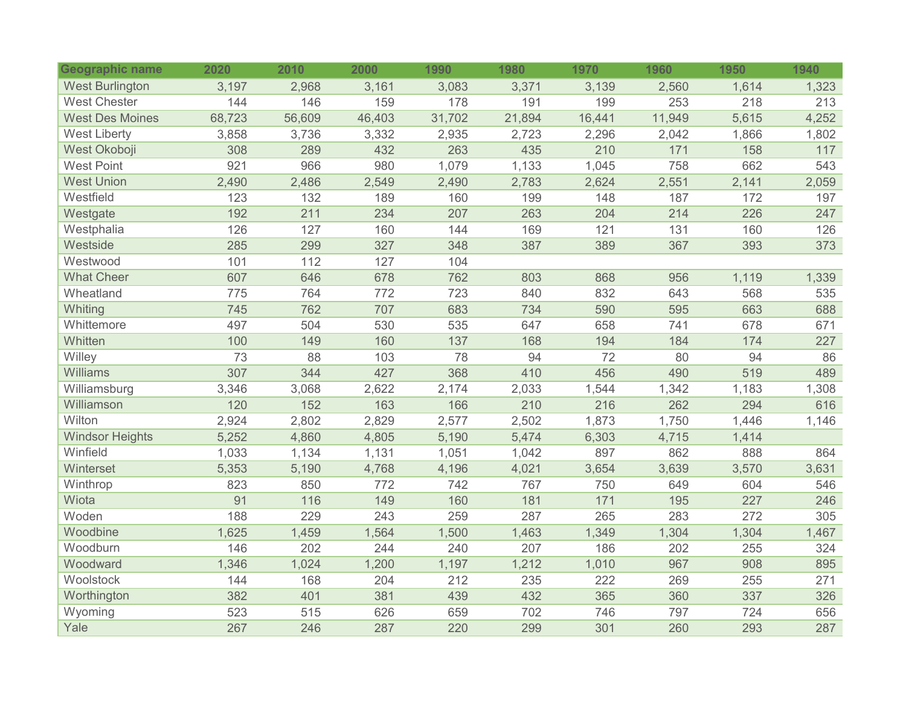| Geographic name | 2020 | 2010 | 2000 | 1990 | 1980 | 1970 | 1960 | 1950 | 1940 |
|---|---|---|---|---|---|---|---|---|---|
| West Burlington | 3,197 | 2,968 | 3,161 | 3,083 | 3,371 | 3,139 | 2,560 | 1,614 | 1,323 |
| West Chester | 144 | 146 | 159 | 178 | 191 | 199 | 253 | 218 | 213 |
| West Des Moines | 68,723 | 56,609 | 46,403 | 31,702 | 21,894 | 16,441 | 11,949 | 5,615 | 4,252 |
| West Liberty | 3,858 | 3,736 | 3,332 | 2,935 | 2,723 | 2,296 | 2,042 | 1,866 | 1,802 |
| West Okoboji | 308 | 289 | 432 | 263 | 435 | 210 | 171 | 158 | 117 |
| West Point | 921 | 966 | 980 | 1,079 | 1,133 | 1,045 | 758 | 662 | 543 |
| West Union | 2,490 | 2,486 | 2,549 | 2,490 | 2,783 | 2,624 | 2,551 | 2,141 | 2,059 |
| Westfield | 123 | 132 | 189 | 160 | 199 | 148 | 187 | 172 | 197 |
| Westgate | 192 | 211 | 234 | 207 | 263 | 204 | 214 | 226 | 247 |
| Westphalia | 126 | 127 | 160 | 144 | 169 | 121 | 131 | 160 | 126 |
| Westside | 285 | 299 | 327 | 348 | 387 | 389 | 367 | 393 | 373 |
| Westwood | 101 | 112 | 127 | 104 | | | | | |
| What Cheer | 607 | 646 | 678 | 762 | 803 | 868 | 956 | 1,119 | 1,339 |
| Wheatland | 775 | 764 | 772 | 723 | 840 | 832 | 643 | 568 | 535 |
| Whiting | 745 | 762 | 707 | 683 | 734 | 590 | 595 | 663 | 688 |
| Whittemore | 497 | 504 | 530 | 535 | 647 | 658 | 741 | 678 | 671 |
| Whitten | 100 | 149 | 160 | 137 | 168 | 194 | 184 | 174 | 227 |
| Willey | 73 | 88 | 103 | 78 | 94 | 72 | 80 | 94 | 86 |
| Williams | 307 | 344 | 427 | 368 | 410 | 456 | 490 | 519 | 489 |
| Williamsburg | 3,346 | 3,068 | 2,622 | 2,174 | 2,033 | 1,544 | 1,342 | 1,183 | 1,308 |
| Williamson | 120 | 152 | 163 | 166 | 210 | 216 | 262 | 294 | 616 |
| Wilton | 2,924 | 2,802 | 2,829 | 2,577 | 2,502 | 1,873 | 1,750 | 1,446 | 1,146 |
| Windsor Heights | 5,252 | 4,860 | 4,805 | 5,190 | 5,474 | 6,303 | 4,715 | 1,414 | |
| Winfield | 1,033 | 1,134 | 1,131 | 1,051 | 1,042 | 897 | 862 | 888 | 864 |
| Winterset | 5,353 | 5,190 | 4,768 | 4,196 | 4,021 | 3,654 | 3,639 | 3,570 | 3,631 |
| Winthrop | 823 | 850 | 772 | 742 | 767 | 750 | 649 | 604 | 546 |
| Wiota | 91 | 116 | 149 | 160 | 181 | 171 | 195 | 227 | 246 |
| Woden | 188 | 229 | 243 | 259 | 287 | 265 | 283 | 272 | 305 |
| Woodbine | 1,625 | 1,459 | 1,564 | 1,500 | 1,463 | 1,349 | 1,304 | 1,304 | 1,467 |
| Woodburn | 146 | 202 | 244 | 240 | 207 | 186 | 202 | 255 | 324 |
| Woodward | 1,346 | 1,024 | 1,200 | 1,197 | 1,212 | 1,010 | 967 | 908 | 895 |
| Woolstock | 144 | 168 | 204 | 212 | 235 | 222 | 269 | 255 | 271 |
| Worthington | 382 | 401 | 381 | 439 | 432 | 365 | 360 | 337 | 326 |
| Wyoming | 523 | 515 | 626 | 659 | 702 | 746 | 797 | 724 | 656 |
| Yale | 267 | 246 | 287 | 220 | 299 | 301 | 260 | 293 | 287 |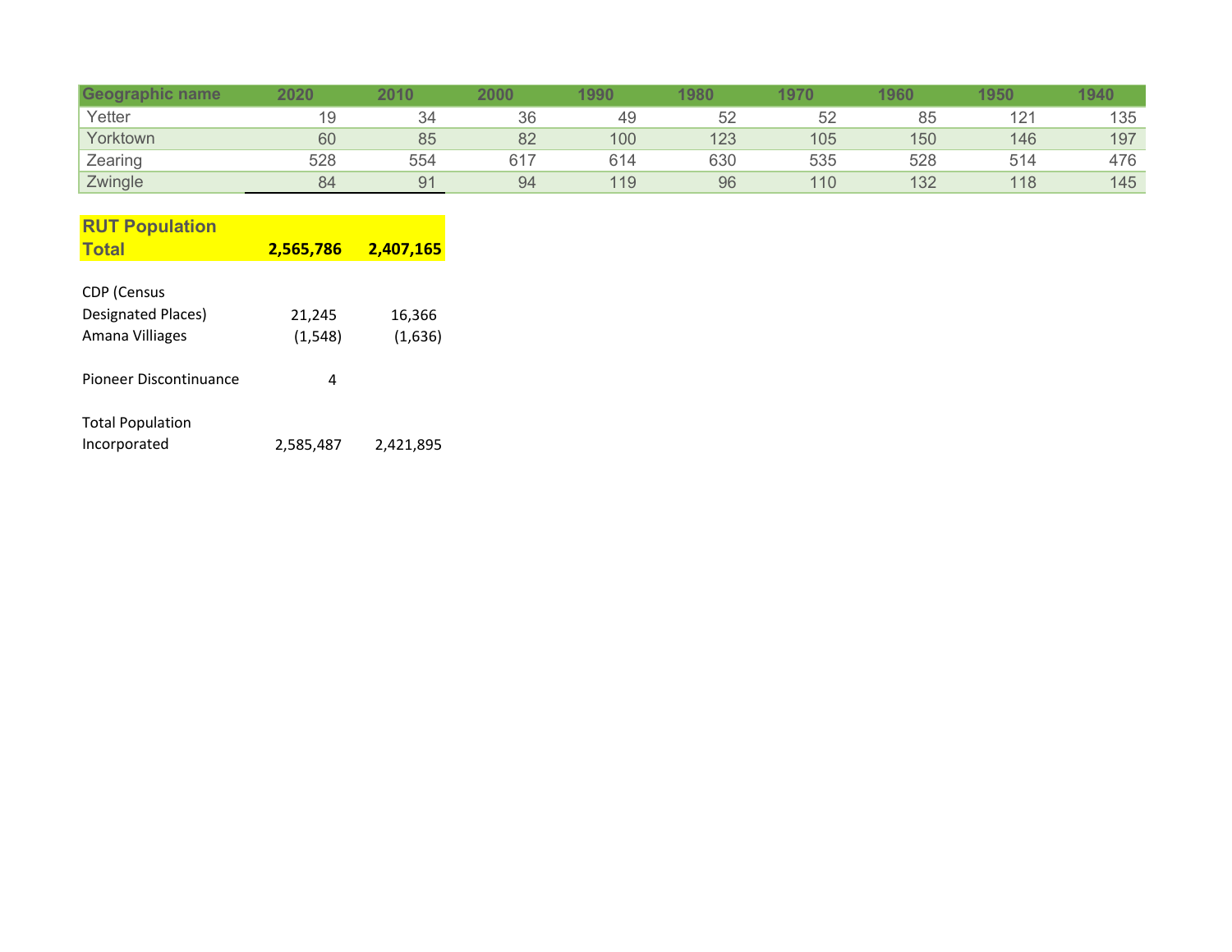| Geographic name | 2020 | 2010 | 2000 | 1990 | 1980 | 1970 | 1960 | 1950 | 1940 |
|---|---|---|---|---|---|---|---|---|---|
| Yetter | 19 | 34 | 36 | 49 | 52 | 52 | 85 | 121 | 135 |
| Yorktown | 60 | 85 | 82 | 100 | 123 | 105 | 150 | 146 | 197 |
| Zearing | 528 | 554 | 617 | 614 | 630 | 535 | 528 | 514 | 476 |
| Zwingle | 84 | 91 | 94 | 119 | 96 | 110 | 132 | 118 | 145 |

| | | |
|---|---|---|
| **RUT Population Total** | **2,565,786** | **2,407,165** |
| CDP (Census Designated Places) | 21,245 | 16,366 |
| Amana Villiages | (1,548) | (1,636) |
| Pioneer Discontinuance | 4 | |
| Total Population Incorporated | 2,585,487 | 2,421,895 |